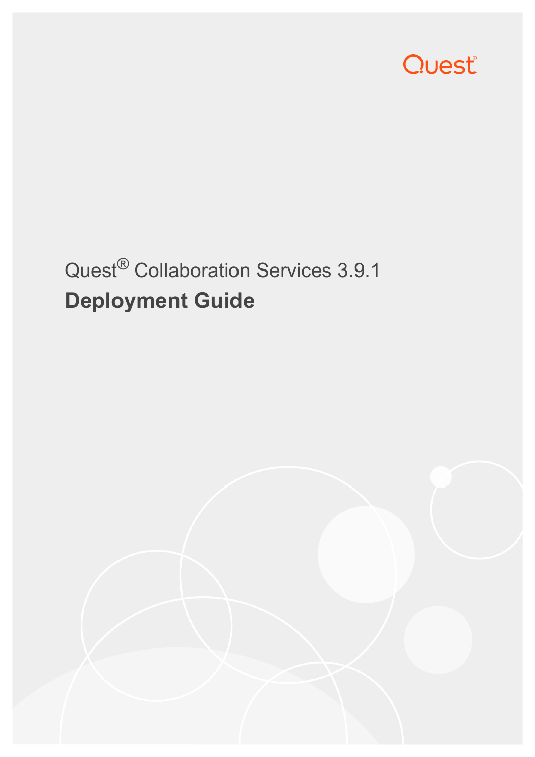Quest

# Quest® Collaboration Services 3.9.1

## Deployment Guide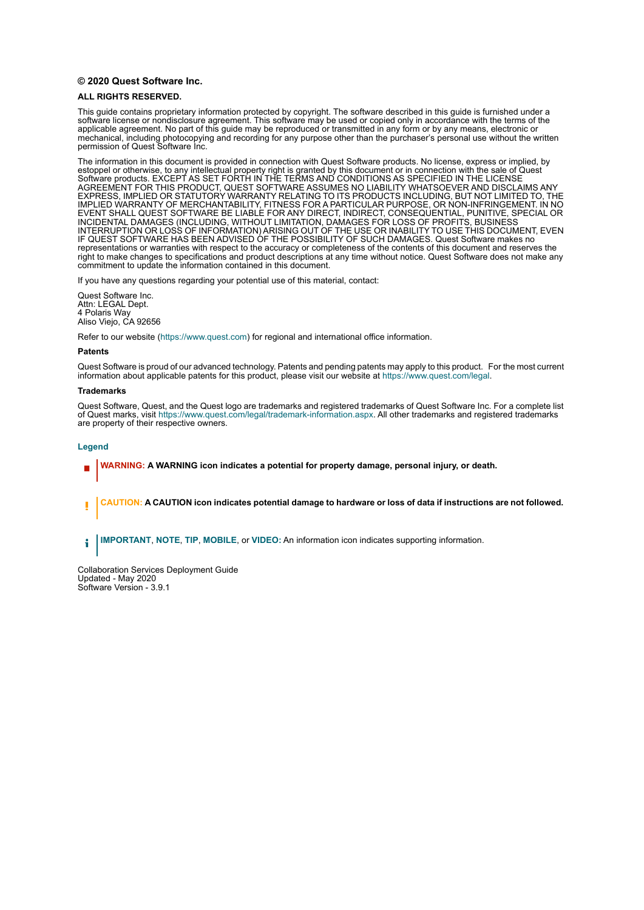**© 2020 Quest Software Inc.**

**ALL RIGHTS RESERVED.**

This guide contains proprietary information protected by copyright. The software described in this guide is furnished under a software license or nondisclosure agreement. This software may be used or copied only in accordance with the terms of the applicable agreement. No part of this guide may be reproduced or transmitted in any form or by any means, electronic or mechanical, including photocopying and recording for any purpose other than the purchaser's personal use without the written permission of Quest Software Inc.

The information in this document is provided in connection with Quest Software products. No license, express or implied, by estoppel or otherwise, to any intellectual property right is granted by this document or in connection with the sale of Quest Software products. EXCEPT AS SET FORTH IN THE TERMS AND CONDITIONS AS SPECIFIED IN THE LICENSE AGREEMENT FOR THIS PRODUCT, QUEST SOFTWARE ASSUMES NO LIABILITY WHATSOEVER AND DISCLAIMS ANY EXPRESS, IMPLIED OR STATUTORY WARRANTY RELATING TO ITS PRODUCTS INCLUDING, BUT NOT LIMITED TO, THE IMPLIED WARRANTY OF MERCHANTABILITY, FITNESS FOR A PARTICULAR PURPOSE, OR NON-INFRINGEMENT. IN NO EVENT SHALL QUEST SOFTWARE BE LIABLE FOR ANY DIRECT, INDIRECT, CONSEQUENTIAL, PUNITIVE, SPECIAL OR INCIDENTAL DAMAGES (INCLUDING, WITHOUT LIMITATION, DAMAGES FOR LOSS OF PROFITS, BUSINESS INTERRUPTION OR LOSS OF INFORMATION) ARISING OUT OF THE USE OR INABILITY TO USE THIS DOCUMENT, EVEN IF QUEST SOFTWARE HAS BEEN ADVISED OF THE POSSIBILITY OF SUCH DAMAGES. Quest Software makes no representations or warranties with respect to the accuracy or completeness of the contents of this document and reserves the right to make changes to specifications and product descriptions at any time without notice. Quest Software does not make any commitment to update the information contained in this document.

If you have any questions regarding your potential use of this material, contact:

Quest Software Inc.
Attn: LEGAL Dept.
4 Polaris Way
Aliso Viejo, CA 92656

Refer to our website (https://www.quest.com) for regional and international office information.

**Patents**

Quest Software is proud of our advanced technology. Patents and pending patents may apply to this product. For the most current information about applicable patents for this product, please visit our website at https://www.quest.com/legal.

**Trademarks**

Quest Software, Quest, and the Quest logo are trademarks and registered trademarks of Quest Software Inc. For a complete list of Quest marks, visit https://www.quest.com/legal/trademark-information.aspx. All other trademarks and registered trademarks are property of their respective owners.

**Legend**

**WARNING: A WARNING icon indicates a potential for property damage, personal injury, or death.**

**CAUTION: A CAUTION icon indicates potential damage to hardware or loss of data if instructions are not followed.**

**IMPORTANT**, **NOTE**, **TIP**, **MOBILE**, or **VIDEO:** An information icon indicates supporting information.

Collaboration Services Deployment Guide
Updated - May 2020
Software Version - 3.9.1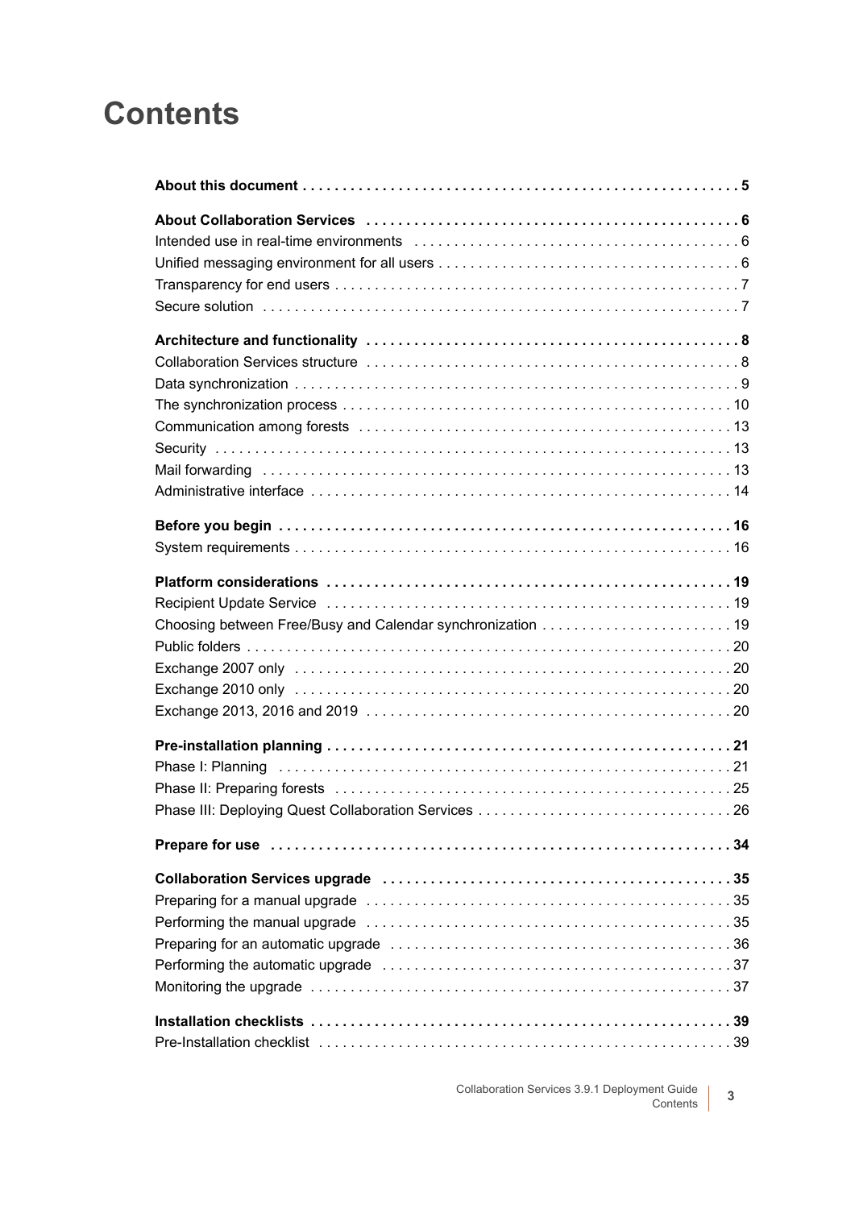# Contents

**About this document** . . . . . . . . . . . . . . . . . . . . . . . . . . . . . . . . . . . . . . . . . . . . . . . . . . . . . . . **5**

**About Collaboration Services** . . . . . . . . . . . . . . . . . . . . . . . . . . . . . . . . . . . . . . . . . . . . . . . **6**
Intended use in real-time environments . . . . . . . . . . . . . . . . . . . . . . . . . . . . . . . . . . . . . . . . 6
Unified messaging environment for all users . . . . . . . . . . . . . . . . . . . . . . . . . . . . . . . . . . . . . 6
Transparency for end users . . . . . . . . . . . . . . . . . . . . . . . . . . . . . . . . . . . . . . . . . . . . . . . . . . . 7
Secure solution . . . . . . . . . . . . . . . . . . . . . . . . . . . . . . . . . . . . . . . . . . . . . . . . . . . . . . . . . . . . 7

**Architecture and functionality** . . . . . . . . . . . . . . . . . . . . . . . . . . . . . . . . . . . . . . . . . . . . . . . **8**
Collaboration Services structure . . . . . . . . . . . . . . . . . . . . . . . . . . . . . . . . . . . . . . . . . . . . . . . 8
Data synchronization . . . . . . . . . . . . . . . . . . . . . . . . . . . . . . . . . . . . . . . . . . . . . . . . . . . . . . . . 9
The synchronization process . . . . . . . . . . . . . . . . . . . . . . . . . . . . . . . . . . . . . . . . . . . . . . . . . 10
Communication among forests . . . . . . . . . . . . . . . . . . . . . . . . . . . . . . . . . . . . . . . . . . . . . . . 13
Security . . . . . . . . . . . . . . . . . . . . . . . . . . . . . . . . . . . . . . . . . . . . . . . . . . . . . . . . . . . . . . . . . 13
Mail forwarding . . . . . . . . . . . . . . . . . . . . . . . . . . . . . . . . . . . . . . . . . . . . . . . . . . . . . . . . . . . 13
Administrative interface . . . . . . . . . . . . . . . . . . . . . . . . . . . . . . . . . . . . . . . . . . . . . . . . . . . . . 14

**Before you begin** . . . . . . . . . . . . . . . . . . . . . . . . . . . . . . . . . . . . . . . . . . . . . . . . . . . . . . . . . **16**
System requirements . . . . . . . . . . . . . . . . . . . . . . . . . . . . . . . . . . . . . . . . . . . . . . . . . . . . . . 16

**Platform considerations** . . . . . . . . . . . . . . . . . . . . . . . . . . . . . . . . . . . . . . . . . . . . . . . . . . . **19**
Recipient Update Service . . . . . . . . . . . . . . . . . . . . . . . . . . . . . . . . . . . . . . . . . . . . . . . . . . . 19
Choosing between Free/Busy and Calendar synchronization . . . . . . . . . . . . . . . . . . . . . . . . 19
Public folders . . . . . . . . . . . . . . . . . . . . . . . . . . . . . . . . . . . . . . . . . . . . . . . . . . . . . . . . . . . . . 20
Exchange 2007 only . . . . . . . . . . . . . . . . . . . . . . . . . . . . . . . . . . . . . . . . . . . . . . . . . . . . . . . 20
Exchange 2010 only . . . . . . . . . . . . . . . . . . . . . . . . . . . . . . . . . . . . . . . . . . . . . . . . . . . . . . . 20
Exchange 2013, 2016 and 2019 . . . . . . . . . . . . . . . . . . . . . . . . . . . . . . . . . . . . . . . . . . . . . . 20

**Pre-installation planning** . . . . . . . . . . . . . . . . . . . . . . . . . . . . . . . . . . . . . . . . . . . . . . . . . . . **21**
Phase I: Planning . . . . . . . . . . . . . . . . . . . . . . . . . . . . . . . . . . . . . . . . . . . . . . . . . . . . . . . . . 21
Phase II: Preparing forests . . . . . . . . . . . . . . . . . . . . . . . . . . . . . . . . . . . . . . . . . . . . . . . . . . 25
Phase III: Deploying Quest Collaboration Services . . . . . . . . . . . . . . . . . . . . . . . . . . . . . . . . 26

**Prepare for use** . . . . . . . . . . . . . . . . . . . . . . . . . . . . . . . . . . . . . . . . . . . . . . . . . . . . . . . . . . **34**

**Collaboration Services upgrade** . . . . . . . . . . . . . . . . . . . . . . . . . . . . . . . . . . . . . . . . . . . . . **35**
Preparing for a manual upgrade . . . . . . . . . . . . . . . . . . . . . . . . . . . . . . . . . . . . . . . . . . . . . . 35
Performing the manual upgrade . . . . . . . . . . . . . . . . . . . . . . . . . . . . . . . . . . . . . . . . . . . . . . 35
Preparing for an automatic upgrade . . . . . . . . . . . . . . . . . . . . . . . . . . . . . . . . . . . . . . . . . . . 36
Performing the automatic upgrade . . . . . . . . . . . . . . . . . . . . . . . . . . . . . . . . . . . . . . . . . . . . 37
Monitoring the upgrade . . . . . . . . . . . . . . . . . . . . . . . . . . . . . . . . . . . . . . . . . . . . . . . . . . . . . 37

**Installation checklists** . . . . . . . . . . . . . . . . . . . . . . . . . . . . . . . . . . . . . . . . . . . . . . . . . . . . . **39**
Pre-Installation checklist . . . . . . . . . . . . . . . . . . . . . . . . . . . . . . . . . . . . . . . . . . . . . . . . . . . . 39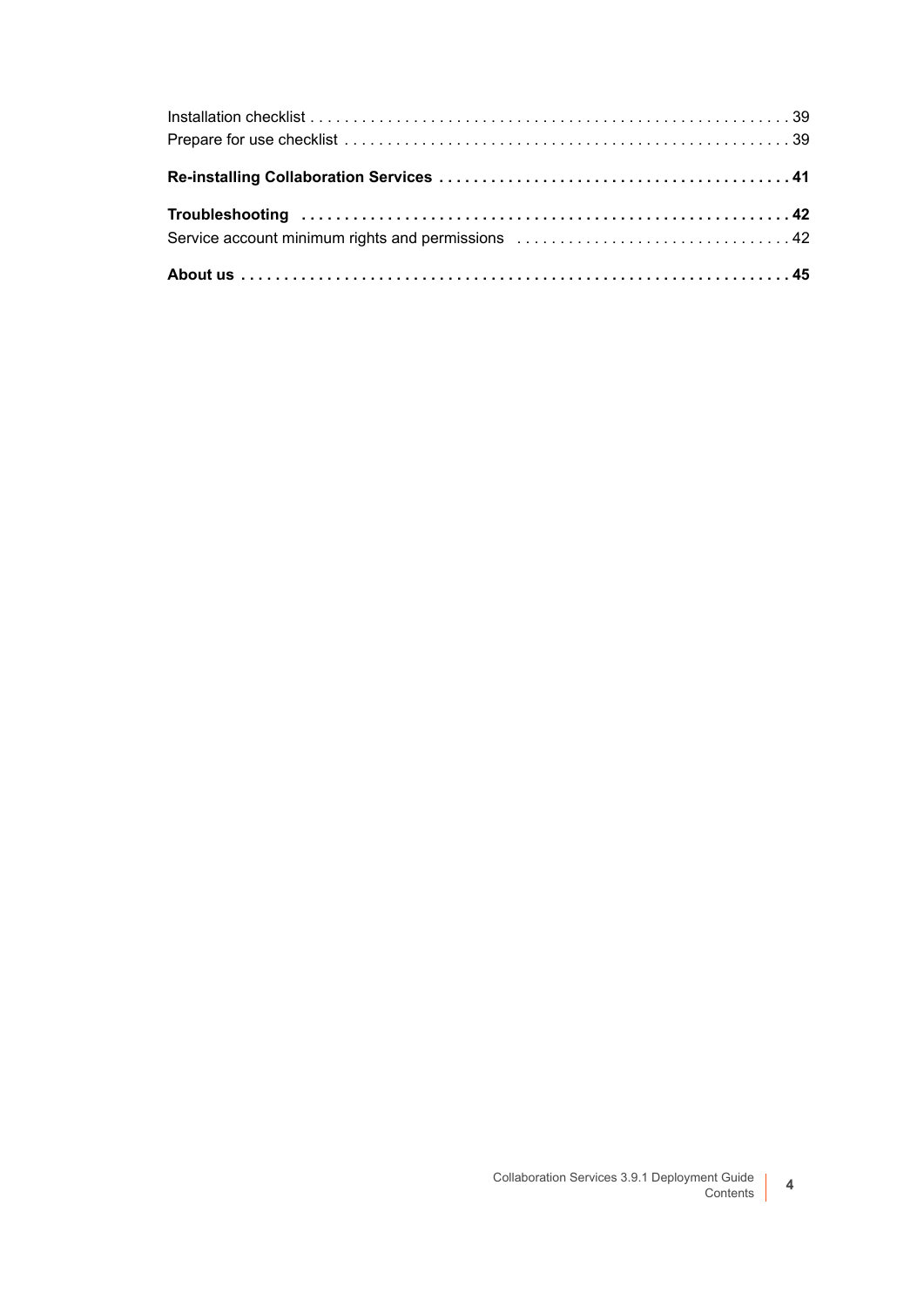Installation checklist . . . . . . . . . . . . . . . . . . . . . . . . . . . . . . . . . . . . . . . . . . . . . . . . . . . . . . . . 39
Prepare for use checklist . . . . . . . . . . . . . . . . . . . . . . . . . . . . . . . . . . . . . . . . . . . . . . . . . . . . 39

**Re-installing Collaboration Services . . . . . . . . . . . . . . . . . . . . . . . . . . . . . . . . . . . . . . . . 41**

**Troubleshooting . . . . . . . . . . . . . . . . . . . . . . . . . . . . . . . . . . . . . . . . . . . . . . . . . . . . . . . . 42**
Service account minimum rights and permissions . . . . . . . . . . . . . . . . . . . . . . . . . . . . . . . . 42

**About us . . . . . . . . . . . . . . . . . . . . . . . . . . . . . . . . . . . . . . . . . . . . . . . . . . . . . . . . . . . . . . . 45**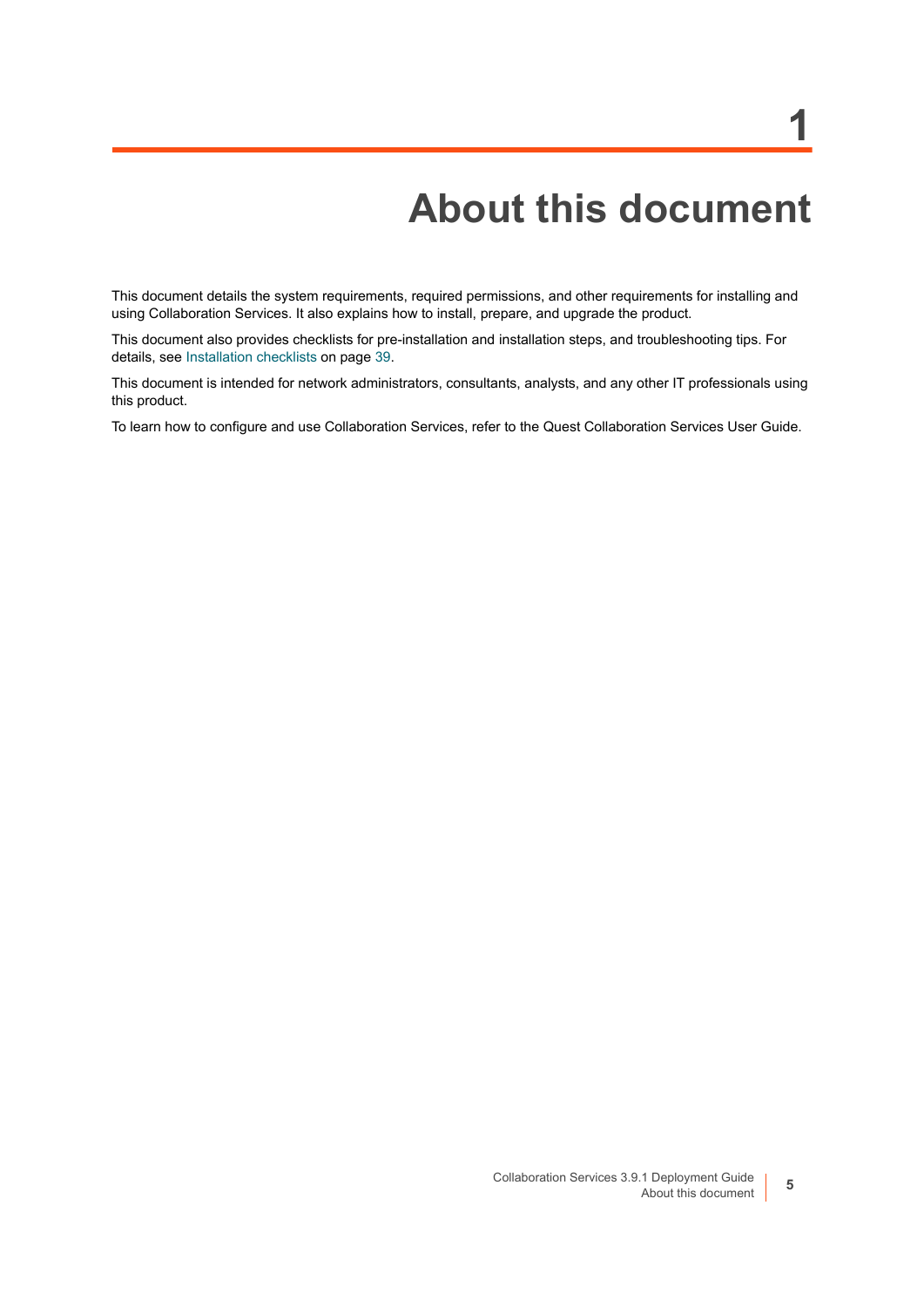# 1 About this document

This document details the system requirements, required permissions, and other requirements for installing and using Collaboration Services. It also explains how to install, prepare, and upgrade the product.

This document also provides checklists for pre-installation and installation steps, and troubleshooting tips. For details, see Installation checklists on page 39.

This document is intended for network administrators, consultants, analysts, and any other IT professionals using this product.

To learn how to configure and use Collaboration Services, refer to the Quest Collaboration Services User Guide.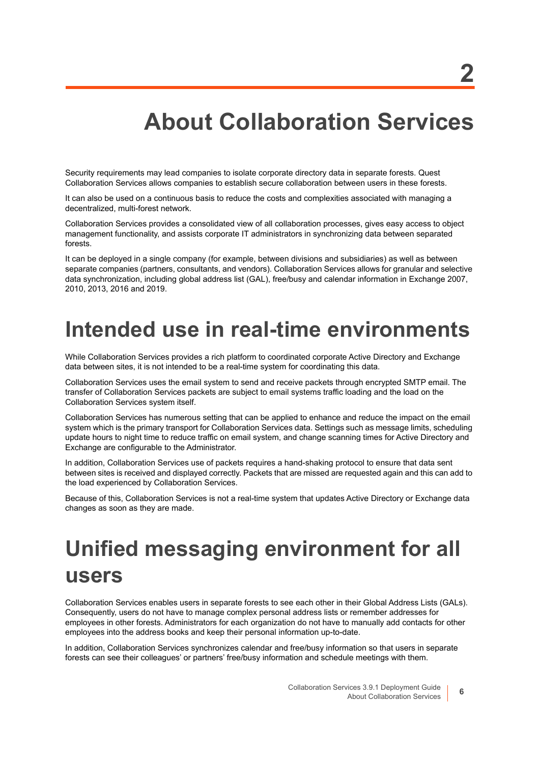# 2

# About Collaboration Services

Security requirements may lead companies to isolate corporate directory data in separate forests. Quest Collaboration Services allows companies to establish secure collaboration between users in these forests.

It can also be used on a continuous basis to reduce the costs and complexities associated with managing a decentralized, multi-forest network.

Collaboration Services provides a consolidated view of all collaboration processes, gives easy access to object management functionality, and assists corporate IT administrators in synchronizing data between separated forests.

It can be deployed in a single company (for example, between divisions and subsidiaries) as well as between separate companies (partners, consultants, and vendors). Collaboration Services allows for granular and selective data synchronization, including global address list (GAL), free/busy and calendar information in Exchange 2007, 2010, 2013, 2016 and 2019.

## Intended use in real-time environments

While Collaboration Services provides a rich platform to coordinated corporate Active Directory and Exchange data between sites, it is not intended to be a real-time system for coordinating this data.

Collaboration Services uses the email system to send and receive packets through encrypted SMTP email. The transfer of Collaboration Services packets are subject to email systems traffic loading and the load on the Collaboration Services system itself.

Collaboration Services has numerous setting that can be applied to enhance and reduce the impact on the email system which is the primary transport for Collaboration Services data. Settings such as message limits, scheduling update hours to night time to reduce traffic on email system, and change scanning times for Active Directory and Exchange are configurable to the Administrator.

In addition, Collaboration Services use of packets requires a hand-shaking protocol to ensure that data sent between sites is received and displayed correctly. Packets that are missed are requested again and this can add to the load experienced by Collaboration Services.

Because of this, Collaboration Services is not a real-time system that updates Active Directory or Exchange data changes as soon as they are made.

## Unified messaging environment for all users

Collaboration Services enables users in separate forests to see each other in their Global Address Lists (GALs). Consequently, users do not have to manage complex personal address lists or remember addresses for employees in other forests. Administrators for each organization do not have to manually add contacts for other employees into the address books and keep their personal information up-to-date.

In addition, Collaboration Services synchronizes calendar and free/busy information so that users in separate forests can see their colleagues' or partners' free/busy information and schedule meetings with them.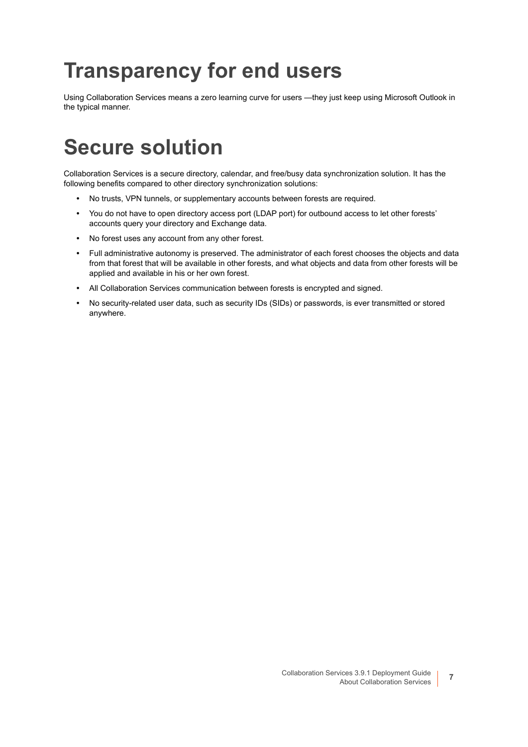# Transparency for end users

Using Collaboration Services means a zero learning curve for users —they just keep using Microsoft Outlook in the typical manner.

# Secure solution

Collaboration Services is a secure directory, calendar, and free/busy data synchronization solution. It has the following benefits compared to other directory synchronization solutions:

- No trusts, VPN tunnels, or supplementary accounts between forests are required.
- You do not have to open directory access port (LDAP port) for outbound access to let other forests' accounts query your directory and Exchange data.
- No forest uses any account from any other forest.
- Full administrative autonomy is preserved. The administrator of each forest chooses the objects and data from that forest that will be available in other forests, and what objects and data from other forests will be applied and available in his or her own forest.
- All Collaboration Services communication between forests is encrypted and signed.
- No security-related user data, such as security IDs (SIDs) or passwords, is ever transmitted or stored anywhere.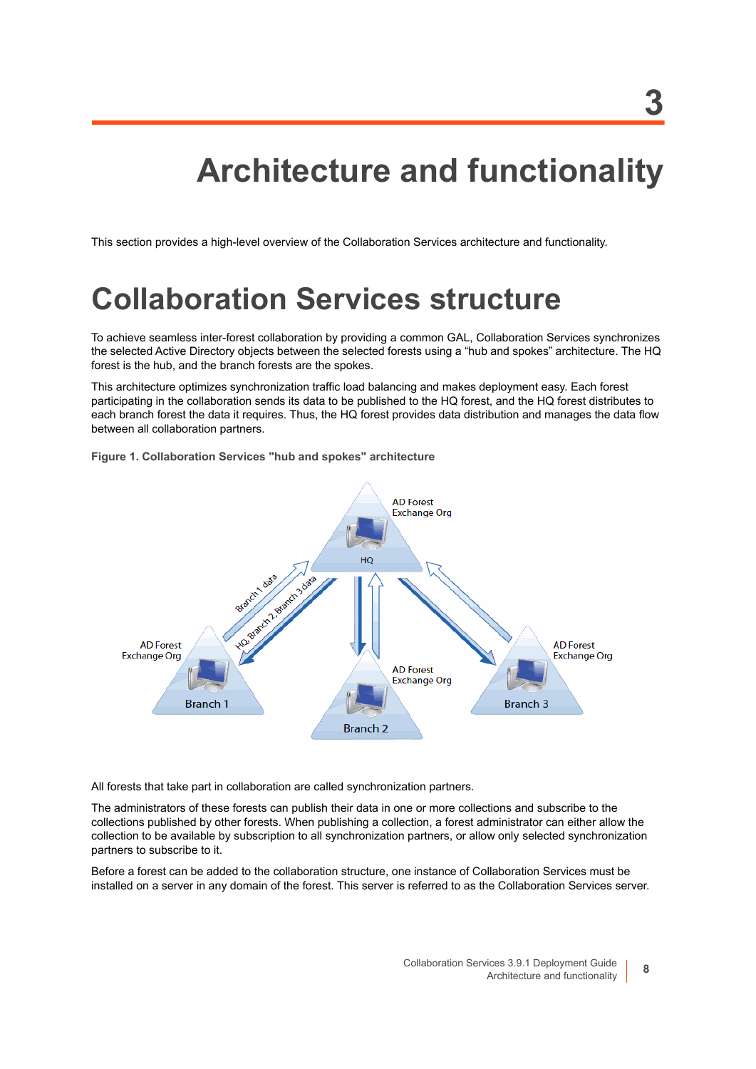# 3 Architecture and functionality

This section provides a high-level overview of the Collaboration Services architecture and functionality.

## Collaboration Services structure

To achieve seamless inter-forest collaboration by providing a common GAL, Collaboration Services synchronizes the selected Active Directory objects between the selected forests using a “hub and spokes” architecture. The HQ forest is the hub, and the branch forests are the spokes.

This architecture optimizes synchronization traffic load balancing and makes deployment easy. Each forest participating in the collaboration sends its data to be published to the HQ forest, and the HQ forest distributes to each branch forest the data it requires. Thus, the HQ forest provides data distribution and manages the data flow between all collaboration partners.

**Figure 1. Collaboration Services "hub and spokes" architecture**

All forests that take part in collaboration are called synchronization partners.

The administrators of these forests can publish their data in one or more collections and subscribe to the collections published by other forests. When publishing a collection, a forest administrator can either allow the collection to be available by subscription to all synchronization partners, or allow only selected synchronization partners to subscribe to it.

Before a forest can be added to the collaboration structure, one instance of Collaboration Services must be installed on a server in any domain of the forest. This server is referred to as the Collaboration Services server.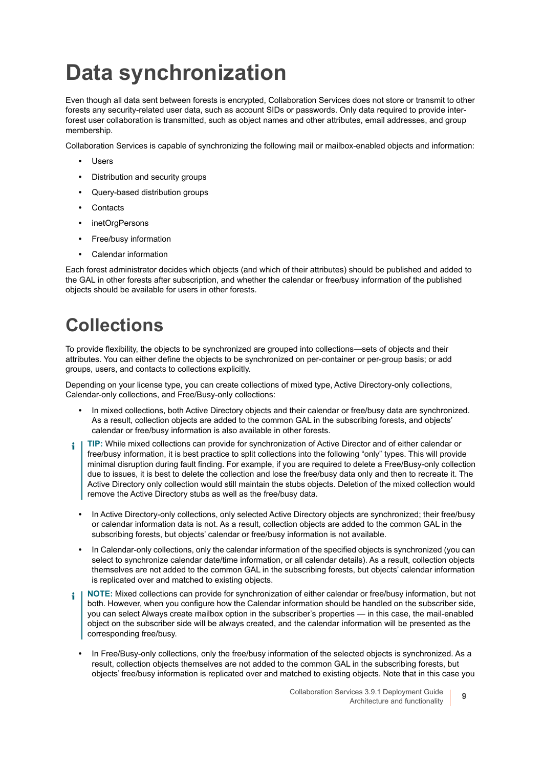# Data synchronization

Even though all data sent between forests is encrypted, Collaboration Services does not store or transmit to other forests any security-related user data, such as account SIDs or passwords. Only data required to provide inter-forest user collaboration is transmitted, such as object names and other attributes, email addresses, and group membership.

Collaboration Services is capable of synchronizing the following mail or mailbox-enabled objects and information:

- Users
- Distribution and security groups
- Query-based distribution groups
- Contacts
- inetOrgPersons
- Free/busy information
- Calendar information

Each forest administrator decides which objects (and which of their attributes) should be published and added to the GAL in other forests after subscription, and whether the calendar or free/busy information of the published objects should be available for users in other forests.

# Collections

To provide flexibility, the objects to be synchronized are grouped into collections—sets of objects and their attributes. You can either define the objects to be synchronized on per-container or per-group basis; or add groups, users, and contacts to collections explicitly.

Depending on your license type, you can create collections of mixed type, Active Directory-only collections, Calendar-only collections, and Free/Busy-only collections:

- In mixed collections, both Active Directory objects and their calendar or free/busy data are synchronized. As a result, collection objects are added to the common GAL in the subscribing forests, and objects' calendar or free/busy information is also available in other forests.

> **TIP:** While mixed collections can provide for synchronization of Active Director and of either calendar or free/busy information, it is best practice to split collections into the following "only" types. This will provide minimal disruption during fault finding. For example, if you are required to delete a Free/Busy-only collection due to issues, it is best to delete the collection and lose the free/busy data only and then to recreate it. The Active Directory only collection would still maintain the stubs objects. Deletion of the mixed collection would remove the Active Directory stubs as well as the free/busy data.

- In Active Directory-only collections, only selected Active Directory objects are synchronized; their free/busy or calendar information data is not. As a result, collection objects are added to the common GAL in the subscribing forests, but objects' calendar or free/busy information is not available.
- In Calendar-only collections, only the calendar information of the specified objects is synchronized (you can select to synchronize calendar date/time information, or all calendar details). As a result, collection objects themselves are not added to the common GAL in the subscribing forests, but objects' calendar information is replicated over and matched to existing objects.

> **NOTE:** Mixed collections can provide for synchronization of either calendar or free/busy information, but not both. However, when you configure how the Calendar information should be handled on the subscriber side, you can select Always create mailbox option in the subscriber's properties — in this case, the mail-enabled object on the subscriber side will be always created, and the calendar information will be presented as the corresponding free/busy.

- In Free/Busy-only collections, only the free/busy information of the selected objects is synchronized. As a result, collection objects themselves are not added to the common GAL in the subscribing forests, but objects' free/busy information is replicated over and matched to existing objects. Note that in this case you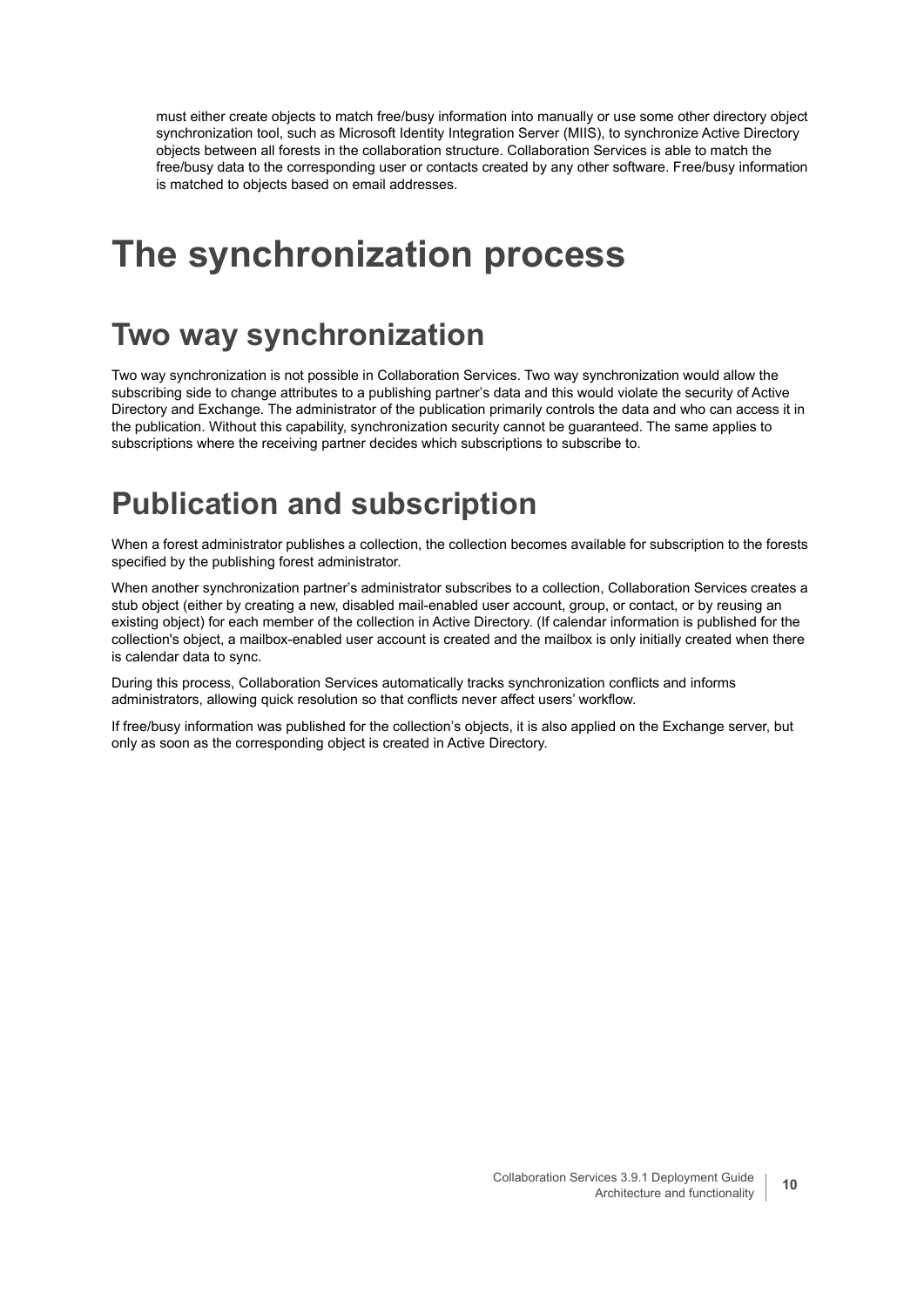must either create objects to match free/busy information into manually or use some other directory object synchronization tool, such as Microsoft Identity Integration Server (MIIS), to synchronize Active Directory objects between all forests in the collaboration structure. Collaboration Services is able to match the free/busy data to the corresponding user or contacts created by any other software. Free/busy information is matched to objects based on email addresses.

# The synchronization process

## Two way synchronization

Two way synchronization is not possible in Collaboration Services. Two way synchronization would allow the subscribing side to change attributes to a publishing partner's data and this would violate the security of Active Directory and Exchange. The administrator of the publication primarily controls the data and who can access it in the publication. Without this capability, synchronization security cannot be guaranteed. The same applies to subscriptions where the receiving partner decides which subscriptions to subscribe to.

## Publication and subscription

When a forest administrator publishes a collection, the collection becomes available for subscription to the forests specified by the publishing forest administrator.

When another synchronization partner's administrator subscribes to a collection, Collaboration Services creates a stub object (either by creating a new, disabled mail-enabled user account, group, or contact, or by reusing an existing object) for each member of the collection in Active Directory. (If calendar information is published for the collection's object, a mailbox-enabled user account is created and the mailbox is only initially created when there is calendar data to sync.

During this process, Collaboration Services automatically tracks synchronization conflicts and informs administrators, allowing quick resolution so that conflicts never affect users' workflow.

If free/busy information was published for the collection's objects, it is also applied on the Exchange server, but only as soon as the corresponding object is created in Active Directory.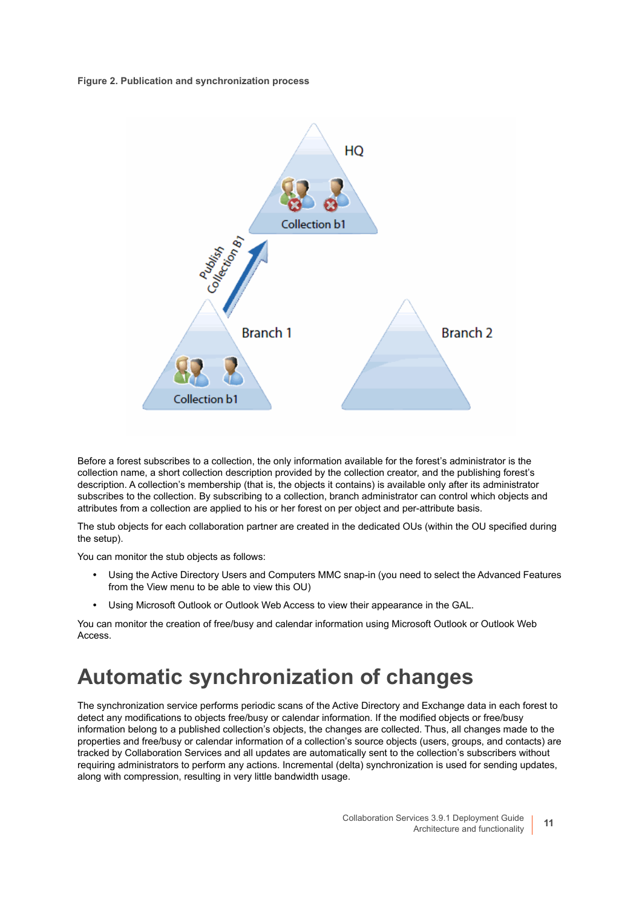**Figure 2. Publication and synchronization process**

Before a forest subscribes to a collection, the only information available for the forest's administrator is the collection name, a short collection description provided by the collection creator, and the publishing forest's description. A collection's membership (that is, the objects it contains) is available only after its administrator subscribes to the collection. By subscribing to a collection, branch administrator can control which objects and attributes from a collection are applied to his or her forest on per object and per-attribute basis.

The stub objects for each collaboration partner are created in the dedicated OUs (within the OU specified during the setup).

You can monitor the stub objects as follows:

- Using the Active Directory Users and Computers MMC snap-in (you need to select the Advanced Features from the View menu to be able to view this OU)
- Using Microsoft Outlook or Outlook Web Access to view their appearance in the GAL.

You can monitor the creation of free/busy and calendar information using Microsoft Outlook or Outlook Web Access.

# Automatic synchronization of changes

The synchronization service performs periodic scans of the Active Directory and Exchange data in each forest to detect any modifications to objects free/busy or calendar information. If the modified objects or free/busy information belong to a published collection's objects, the changes are collected. Thus, all changes made to the properties and free/busy or calendar information of a collection's source objects (users, groups, and contacts) are tracked by Collaboration Services and all updates are automatically sent to the collection's subscribers without requiring administrators to perform any actions. Incremental (delta) synchronization is used for sending updates, along with compression, resulting in very little bandwidth usage.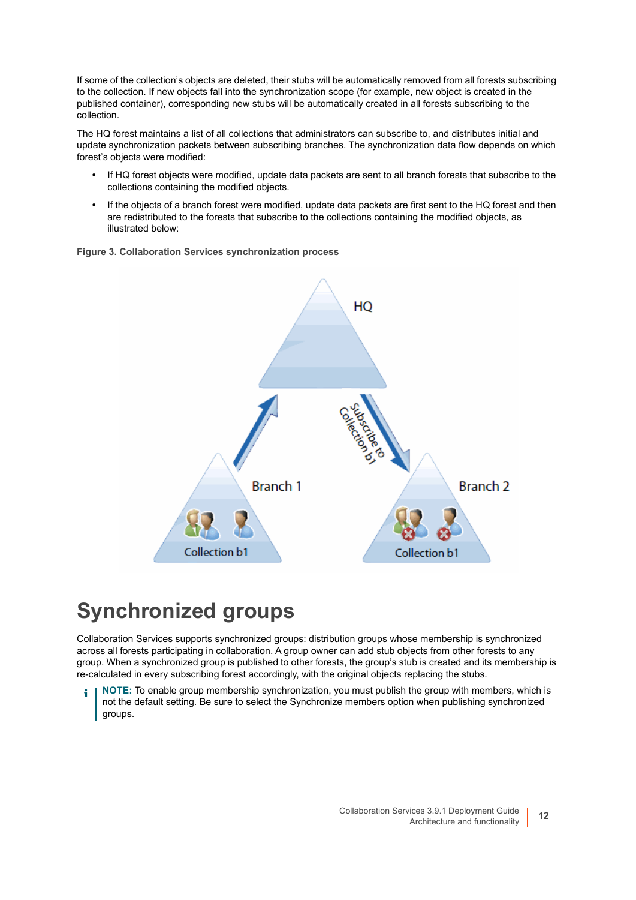If some of the collection's objects are deleted, their stubs will be automatically removed from all forests subscribing to the collection. If new objects fall into the synchronization scope (for example, new object is created in the published container), corresponding new stubs will be automatically created in all forests subscribing to the collection.

The HQ forest maintains a list of all collections that administrators can subscribe to, and distributes initial and update synchronization packets between subscribing branches. The synchronization data flow depends on which forest's objects were modified:

- If HQ forest objects were modified, update data packets are sent to all branch forests that subscribe to the collections containing the modified objects.
- If the objects of a branch forest were modified, update data packets are first sent to the HQ forest and then are redistributed to the forests that subscribe to the collections containing the modified objects, as illustrated below:

**Figure 3. Collaboration Services synchronization process**

# Synchronized groups

Collaboration Services supports synchronized groups: distribution groups whose membership is synchronized across all forests participating in collaboration. A group owner can add stub objects from other forests to any group. When a synchronized group is published to other forests, the group's stub is created and its membership is re-calculated in every subscribing forest accordingly, with the original objects replacing the stubs.

> **NOTE:** To enable group membership synchronization, you must publish the group with members, which is not the default setting. Be sure to select the Synchronize members option when publishing synchronized groups.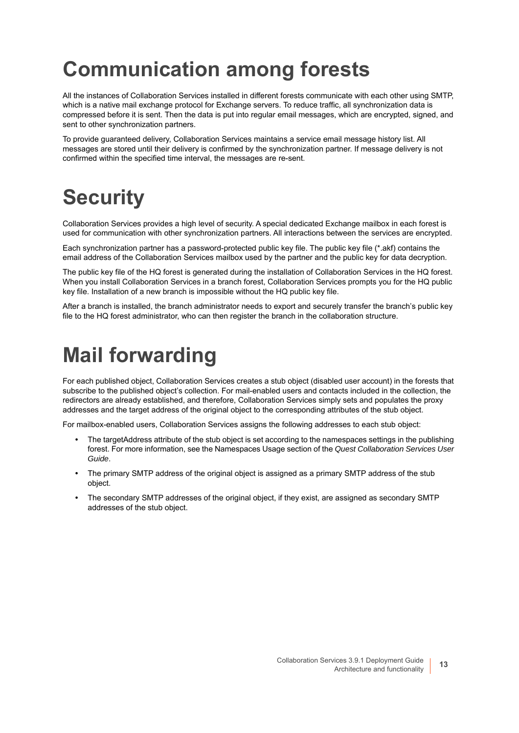# Communication among forests

All the instances of Collaboration Services installed in different forests communicate with each other using SMTP, which is a native mail exchange protocol for Exchange servers. To reduce traffic, all synchronization data is compressed before it is sent. Then the data is put into regular email messages, which are encrypted, signed, and sent to other synchronization partners.

To provide guaranteed delivery, Collaboration Services maintains a service email message history list. All messages are stored until their delivery is confirmed by the synchronization partner. If message delivery is not confirmed within the specified time interval, the messages are re-sent.

# Security

Collaboration Services provides a high level of security. A special dedicated Exchange mailbox in each forest is used for communication with other synchronization partners. All interactions between the services are encrypted.

Each synchronization partner has a password-protected public key file. The public key file (*.akf) contains the email address of the Collaboration Services mailbox used by the partner and the public key for data decryption.

The public key file of the HQ forest is generated during the installation of Collaboration Services in the HQ forest. When you install Collaboration Services in a branch forest, Collaboration Services prompts you for the HQ public key file. Installation of a new branch is impossible without the HQ public key file.

After a branch is installed, the branch administrator needs to export and securely transfer the branch's public key file to the HQ forest administrator, who can then register the branch in the collaboration structure.

# Mail forwarding

For each published object, Collaboration Services creates a stub object (disabled user account) in the forests that subscribe to the published object's collection. For mail-enabled users and contacts included in the collection, the redirectors are already established, and therefore, Collaboration Services simply sets and populates the proxy addresses and the target address of the original object to the corresponding attributes of the stub object.

For mailbox-enabled users, Collaboration Services assigns the following addresses to each stub object:

- The targetAddress attribute of the stub object is set according to the namespaces settings in the publishing forest. For more information, see the Namespaces Usage section of the *Quest Collaboration Services User Guide*.
- The primary SMTP address of the original object is assigned as a primary SMTP address of the stub object.
- The secondary SMTP addresses of the original object, if they exist, are assigned as secondary SMTP addresses of the stub object.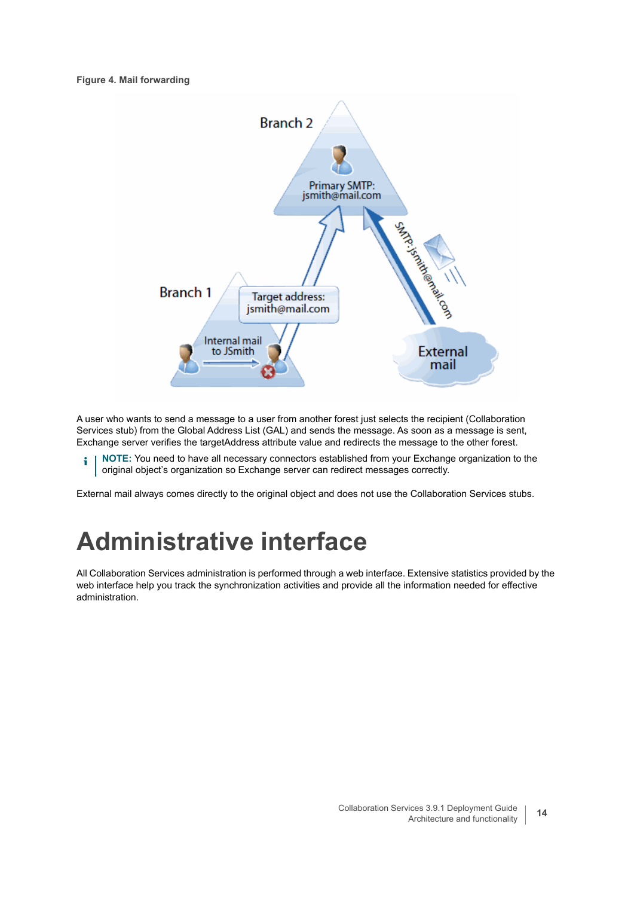**Figure 4. Mail forwarding**

A user who wants to send a message to a user from another forest just selects the recipient (Collaboration Services stub) from the Global Address List (GAL) and sends the message. As soon as a message is sent, Exchange server verifies the targetAddress attribute value and redirects the message to the other forest.

> **NOTE:** You need to have all necessary connectors established from your Exchange organization to the original object's organization so Exchange server can redirect messages correctly.

External mail always comes directly to the original object and does not use the Collaboration Services stubs.

# Administrative interface

All Collaboration Services administration is performed through a web interface. Extensive statistics provided by the web interface help you track the synchronization activities and provide all the information needed for effective administration.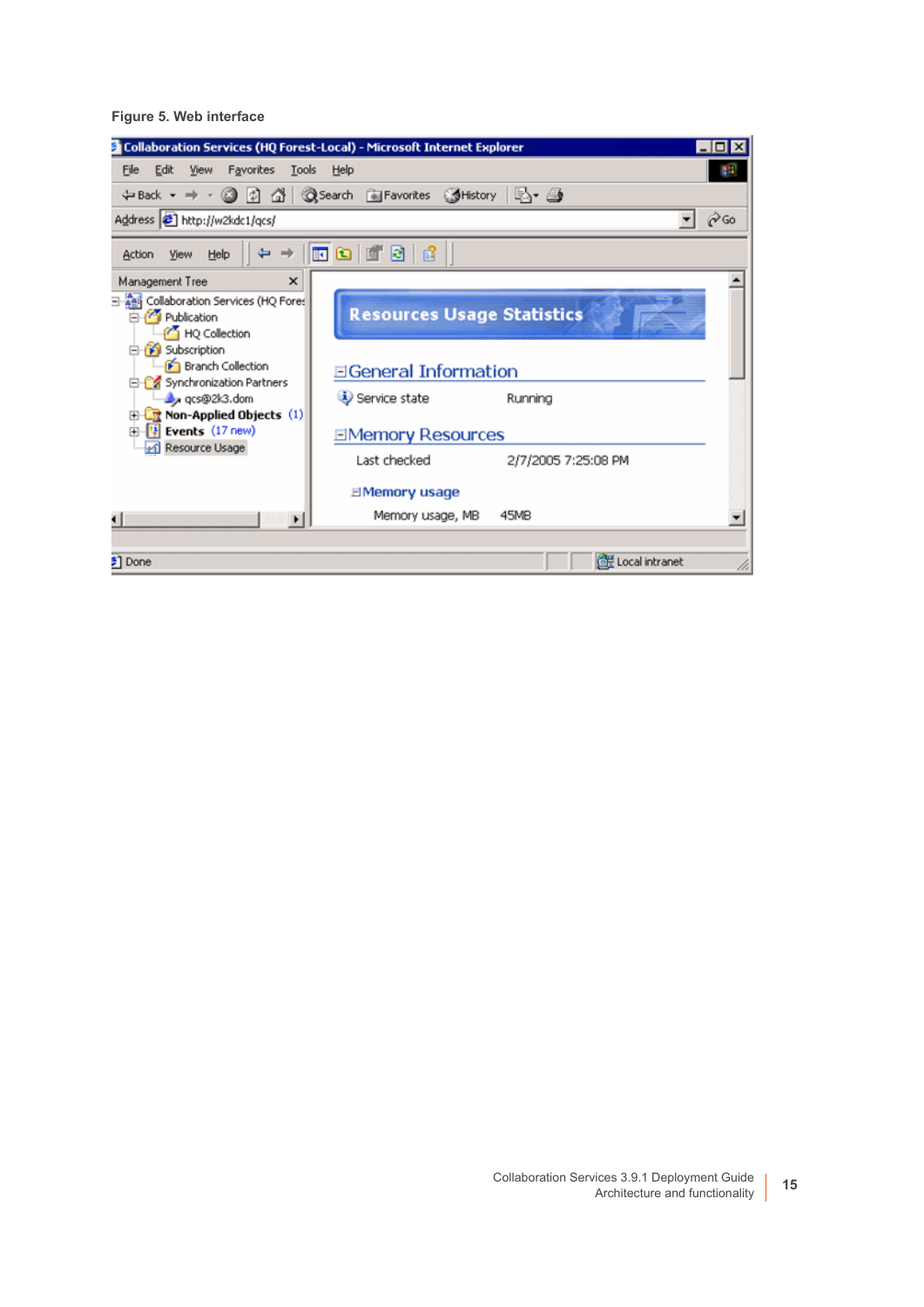Figure 5. Web interface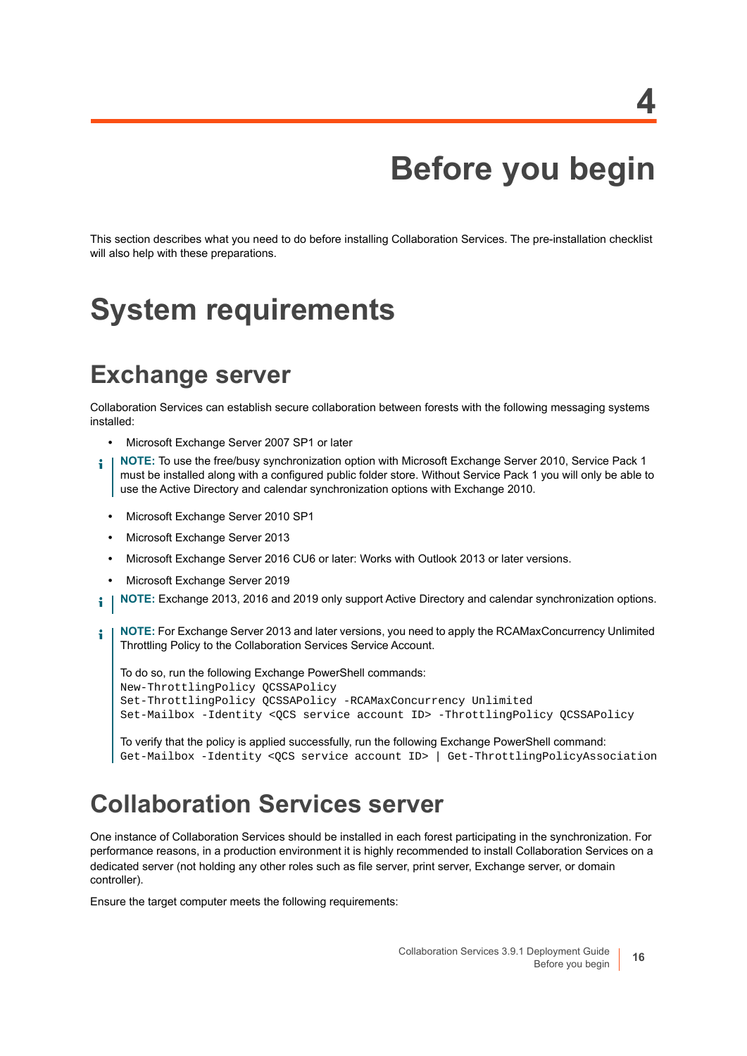# 4 Before you begin

This section describes what you need to do before installing Collaboration Services. The pre-installation checklist will also help with these preparations.

# System requirements

## Exchange server

Collaboration Services can establish secure collaboration between forests with the following messaging systems installed:

- Microsoft Exchange Server 2007 SP1 or later

> **NOTE:** To use the free/busy synchronization option with Microsoft Exchange Server 2010, Service Pack 1 must be installed along with a configured public folder store. Without Service Pack 1 you will only be able to use the Active Directory and calendar synchronization options with Exchange 2010.

- Microsoft Exchange Server 2010 SP1
- Microsoft Exchange Server 2013
- Microsoft Exchange Server 2016 CU6 or later: Works with Outlook 2013 or later versions.
- Microsoft Exchange Server 2019

> **NOTE:** Exchange 2013, 2016 and 2019 only support Active Directory and calendar synchronization options.

> **NOTE:** For Exchange Server 2013 and later versions, you need to apply the RCAMaxConcurrency Unlimited Throttling Policy to the Collaboration Services Service Account.
>
> To do so, run the following Exchange PowerShell commands:
> ```
> New-ThrottlingPolicy QCSSAPolicy
> Set-ThrottlingPolicy QCSSAPolicy -RCAMaxConcurrency Unlimited
> Set-Mailbox -Identity <QCS service account ID> -ThrottlingPolicy QCSSAPolicy
> ```
>
> To verify that the policy is applied successfully, run the following Exchange PowerShell command:
> ```
> Get-Mailbox -Identity <QCS service account ID> | Get-ThrottlingPolicyAssociation
> ```

## Collaboration Services server

One instance of Collaboration Services should be installed in each forest participating in the synchronization. For performance reasons, in a production environment it is highly recommended to install Collaboration Services on a dedicated server (not holding any other roles such as file server, print server, Exchange server, or domain controller).

Ensure the target computer meets the following requirements: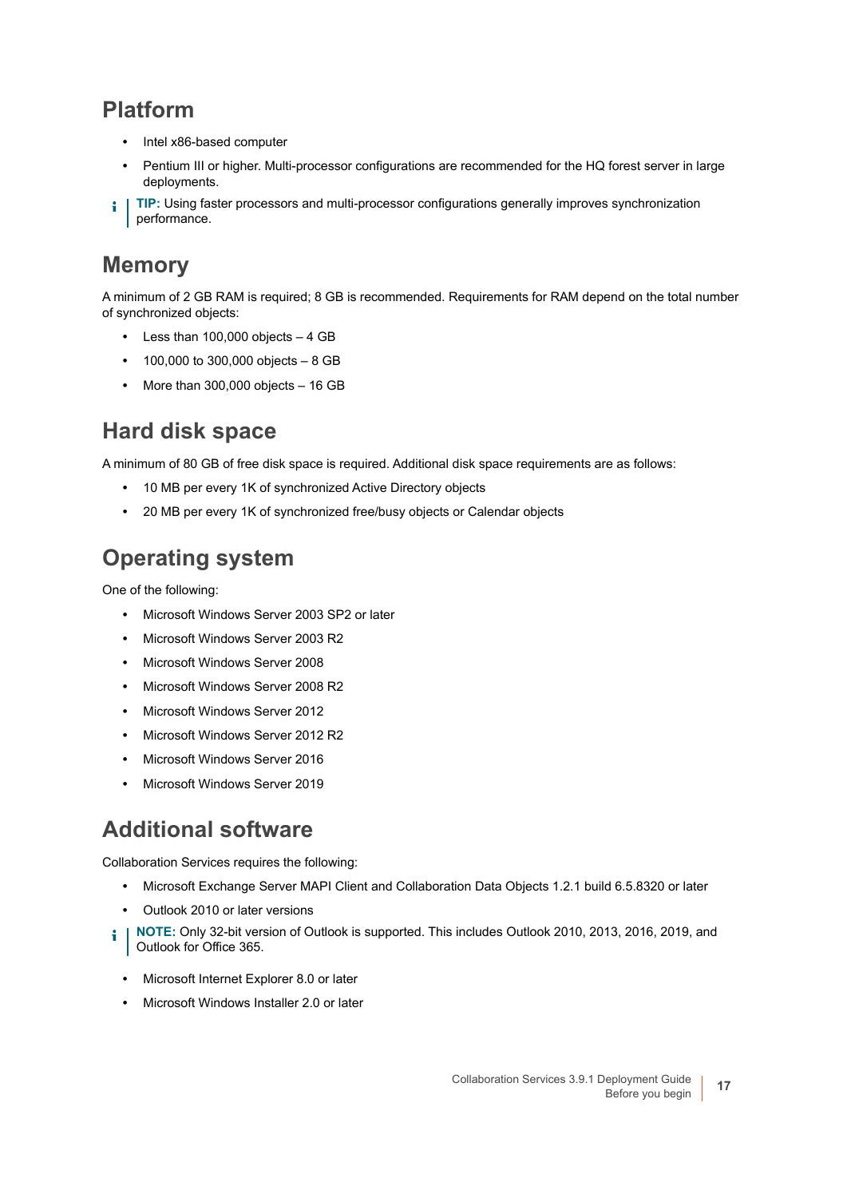## Platform

- Intel x86-based computer
- Pentium III or higher. Multi-processor configurations are recommended for the HQ forest server in large deployments.

> **TIP:** Using faster processors and multi-processor configurations generally improves synchronization performance.

## Memory

A minimum of 2 GB RAM is required; 8 GB is recommended. Requirements for RAM depend on the total number of synchronized objects:

- Less than 100,000 objects – 4 GB
- 100,000 to 300,000 objects – 8 GB
- More than 300,000 objects – 16 GB

## Hard disk space

A minimum of 80 GB of free disk space is required. Additional disk space requirements are as follows:

- 10 MB per every 1K of synchronized Active Directory objects
- 20 MB per every 1K of synchronized free/busy objects or Calendar objects

## Operating system

One of the following:

- Microsoft Windows Server 2003 SP2 or later
- Microsoft Windows Server 2003 R2
- Microsoft Windows Server 2008
- Microsoft Windows Server 2008 R2
- Microsoft Windows Server 2012
- Microsoft Windows Server 2012 R2
- Microsoft Windows Server 2016
- Microsoft Windows Server 2019

## Additional software

Collaboration Services requires the following:

- Microsoft Exchange Server MAPI Client and Collaboration Data Objects 1.2.1 build 6.5.8320 or later
- Outlook 2010 or later versions

> **NOTE:** Only 32-bit version of Outlook is supported. This includes Outlook 2010, 2013, 2016, 2019, and Outlook for Office 365.

- Microsoft Internet Explorer 8.0 or later
- Microsoft Windows Installer 2.0 or later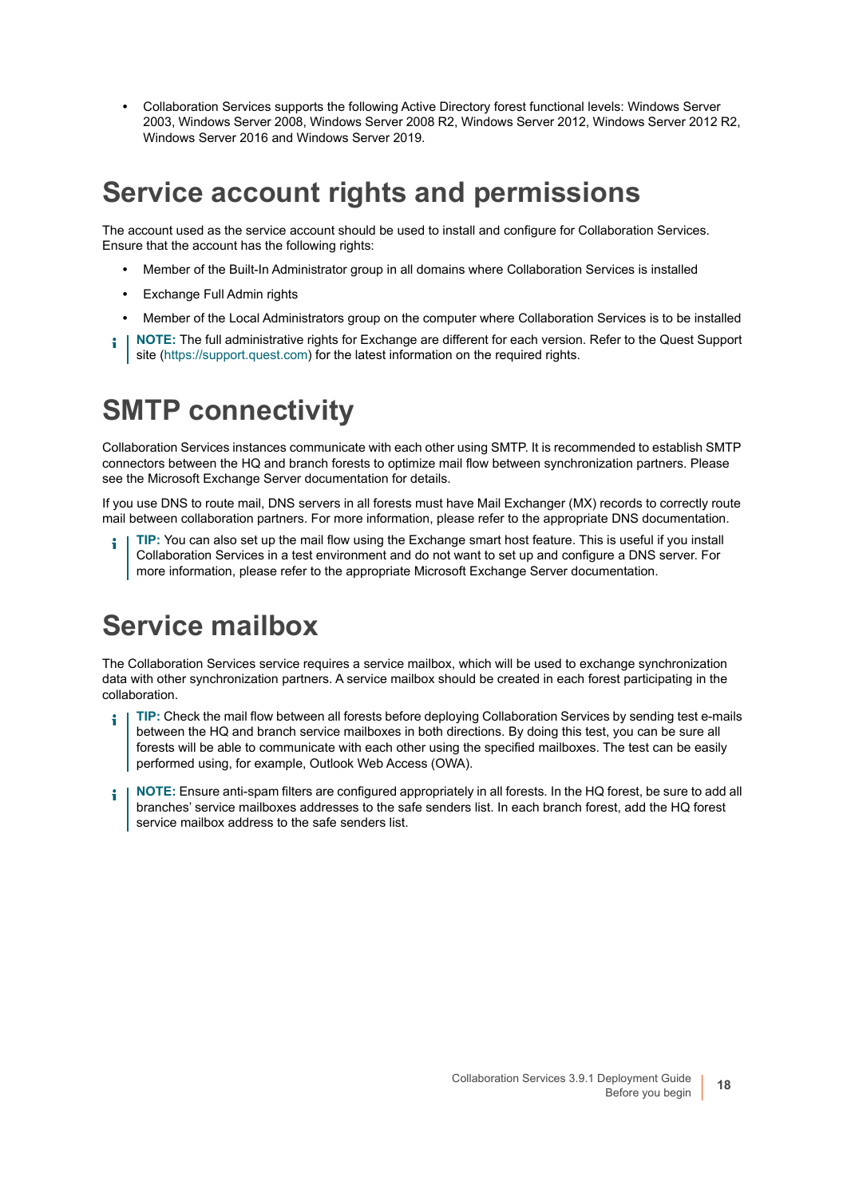- Collaboration Services supports the following Active Directory forest functional levels: Windows Server 2003, Windows Server 2008, Windows Server 2008 R2, Windows Server 2012, Windows Server 2012 R2, Windows Server 2016 and Windows Server 2019.

# Service account rights and permissions

The account used as the service account should be used to install and configure for Collaboration Services. Ensure that the account has the following rights:

- Member of the Built-In Administrator group in all domains where Collaboration Services is installed
- Exchange Full Admin rights
- Member of the Local Administrators group on the computer where Collaboration Services is to be installed

**NOTE:** The full administrative rights for Exchange are different for each version. Refer to the Quest Support site (https://support.quest.com) for the latest information on the required rights.

# SMTP connectivity

Collaboration Services instances communicate with each other using SMTP. It is recommended to establish SMTP connectors between the HQ and branch forests to optimize mail flow between synchronization partners. Please see the Microsoft Exchange Server documentation for details.

If you use DNS to route mail, DNS servers in all forests must have Mail Exchanger (MX) records to correctly route mail between collaboration partners. For more information, please refer to the appropriate DNS documentation.

**TIP:** You can also set up the mail flow using the Exchange smart host feature. This is useful if you install Collaboration Services in a test environment and do not want to set up and configure a DNS server. For more information, please refer to the appropriate Microsoft Exchange Server documentation.

# Service mailbox

The Collaboration Services service requires a service mailbox, which will be used to exchange synchronization data with other synchronization partners. A service mailbox should be created in each forest participating in the collaboration.

**TIP:** Check the mail flow between all forests before deploying Collaboration Services by sending test e-mails between the HQ and branch service mailboxes in both directions. By doing this test, you can be sure all forests will be able to communicate with each other using the specified mailboxes. The test can be easily performed using, for example, Outlook Web Access (OWA).

**NOTE:** Ensure anti-spam filters are configured appropriately in all forests. In the HQ forest, be sure to add all branches' service mailboxes addresses to the safe senders list. In each branch forest, add the HQ forest service mailbox address to the safe senders list.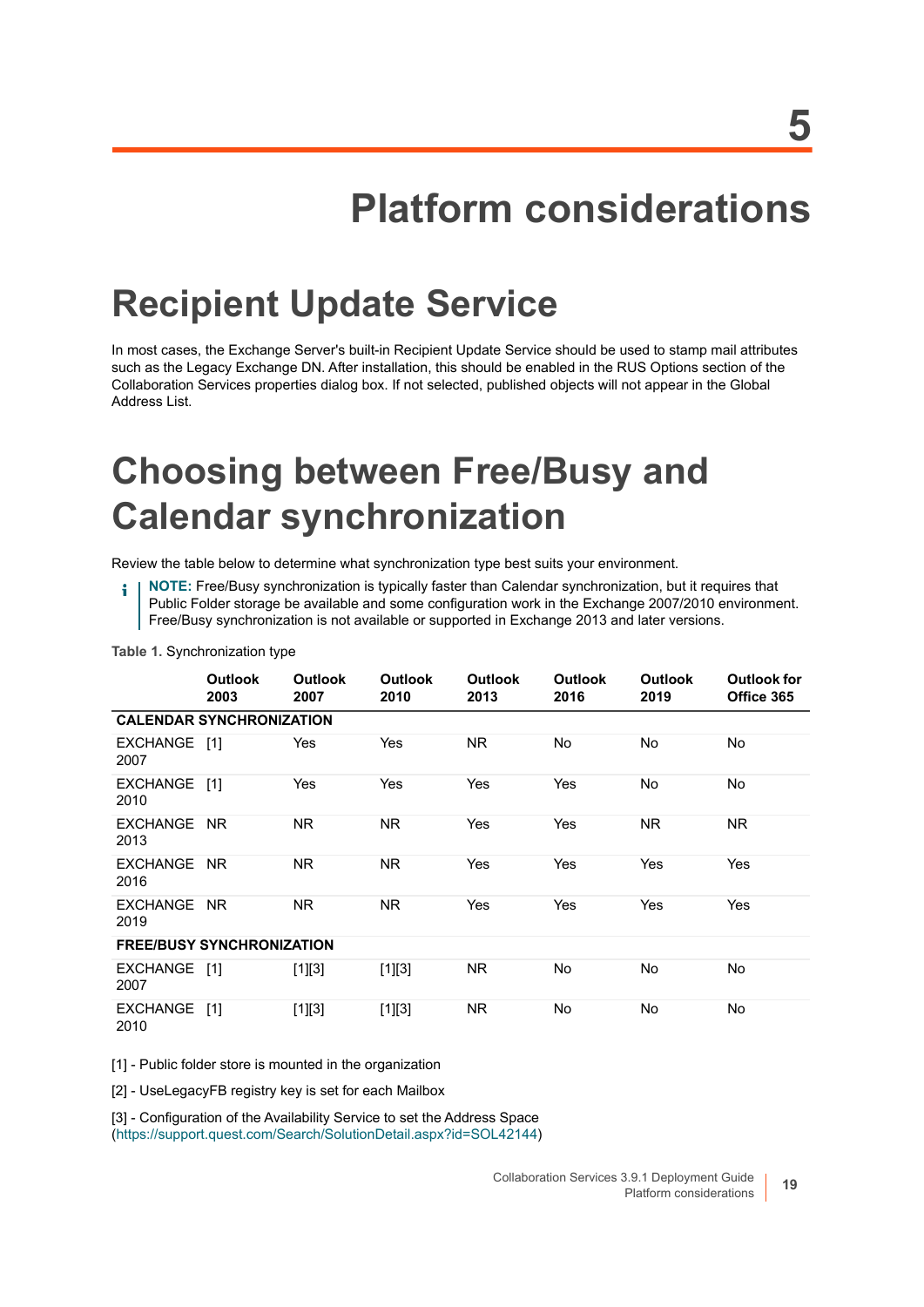# 5 Platform considerations

## Recipient Update Service

In most cases, the Exchange Server's built-in Recipient Update Service should be used to stamp mail attributes such as the Legacy Exchange DN. After installation, this should be enabled in the RUS Options section of the Collaboration Services properties dialog box. If not selected, published objects will not appear in the Global Address List.

## Choosing between Free/Busy and Calendar synchronization

Review the table below to determine what synchronization type best suits your environment.

> **NOTE:** Free/Busy synchronization is typically faster than Calendar synchronization, but it requires that Public Folder storage be available and some configuration work in the Exchange 2007/2010 environment. Free/Busy synchronization is not available or supported in Exchange 2013 and later versions.

**Table 1.** Synchronization type

| | Outlook 2003 | Outlook 2007 | Outlook 2010 | Outlook 2013 | Outlook 2016 | Outlook 2019 | Outlook for Office 365 |
|---|---|---|---|---|---|---|---|
| **CALENDAR SYNCHRONIZATION** | | | | | | | |
| EXCHANGE 2007 | [1] | Yes | Yes | NR | No | No | No |
| EXCHANGE 2010 | [1] | Yes | Yes | Yes | Yes | No | No |
| EXCHANGE 2013 | NR | NR | NR | Yes | Yes | NR | NR |
| EXCHANGE 2016 | NR | NR | NR | Yes | Yes | Yes | Yes |
| EXCHANGE 2019 | NR | NR | NR | Yes | Yes | Yes | Yes |
| **FREE/BUSY SYNCHRONIZATION** | | | | | | | |
| EXCHANGE 2007 | [1] | [1][3] | [1][3] | NR | No | No | No |
| EXCHANGE 2010 | [1] | [1][3] | [1][3] | NR | No | No | No |

[1] - Public folder store is mounted in the organization

[2] - UseLegacyFB registry key is set for each Mailbox

[3] - Configuration of the Availability Service to set the Address Space (https://support.quest.com/Search/SolutionDetail.aspx?id=SOL42144)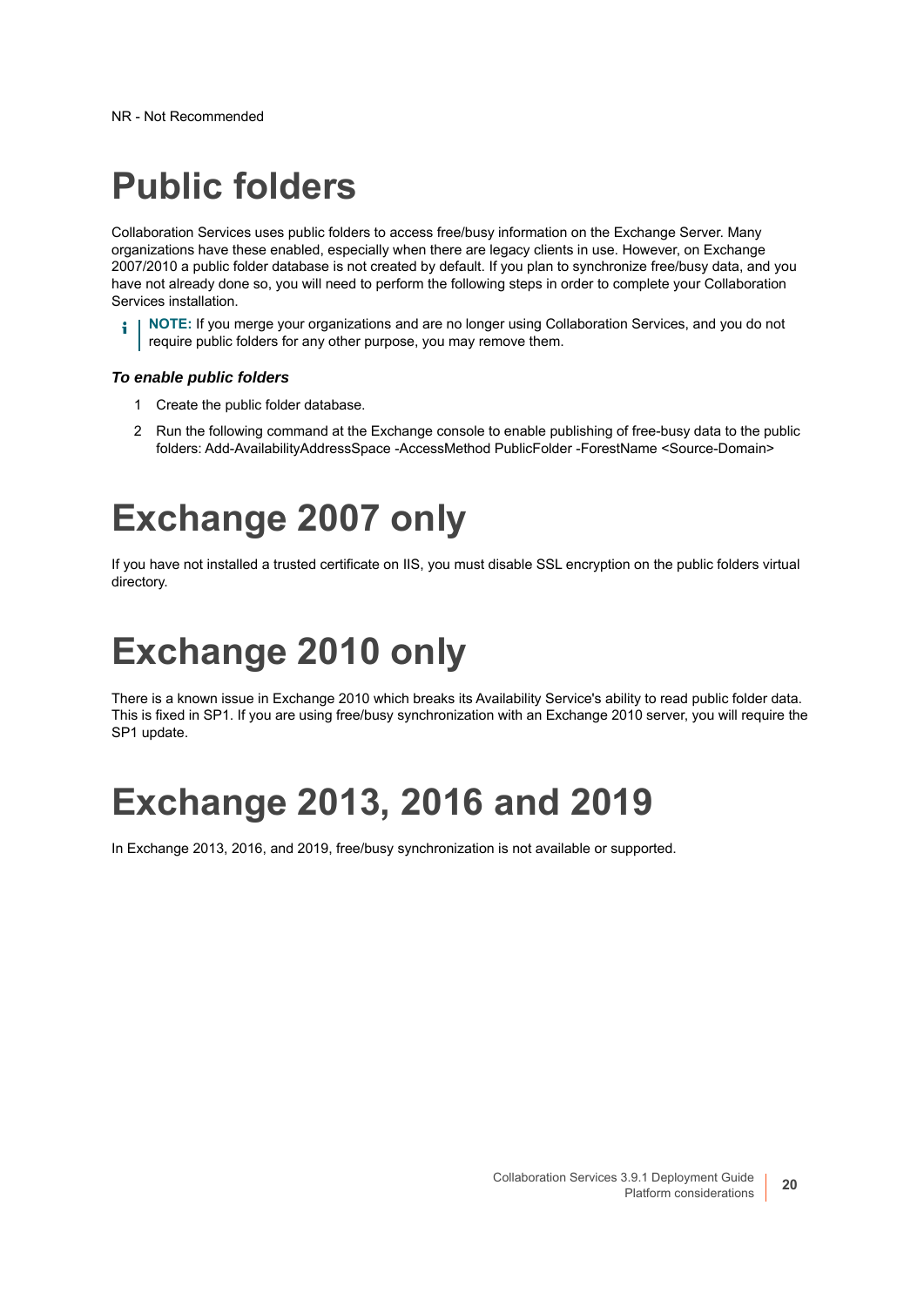NR - Not Recommended

# Public folders

Collaboration Services uses public folders to access free/busy information on the Exchange Server. Many organizations have these enabled, especially when there are legacy clients in use. However, on Exchange 2007/2010 a public folder database is not created by default. If you plan to synchronize free/busy data, and you have not already done so, you will need to perform the following steps in order to complete your Collaboration Services installation.

> **NOTE:** If you merge your organizations and are no longer using Collaboration Services, and you do not require public folders for any other purpose, you may remove them.

***To enable public folders***

1. Create the public folder database.
2. Run the following command at the Exchange console to enable publishing of free-busy data to the public folders: Add-AvailabilityAddressSpace -AccessMethod PublicFolder -ForestName <Source-Domain>

# Exchange 2007 only

If you have not installed a trusted certificate on IIS, you must disable SSL encryption on the public folders virtual directory.

# Exchange 2010 only

There is a known issue in Exchange 2010 which breaks its Availability Service's ability to read public folder data. This is fixed in SP1. If you are using free/busy synchronization with an Exchange 2010 server, you will require the SP1 update.

# Exchange 2013, 2016 and 2019

In Exchange 2013, 2016, and 2019, free/busy synchronization is not available or supported.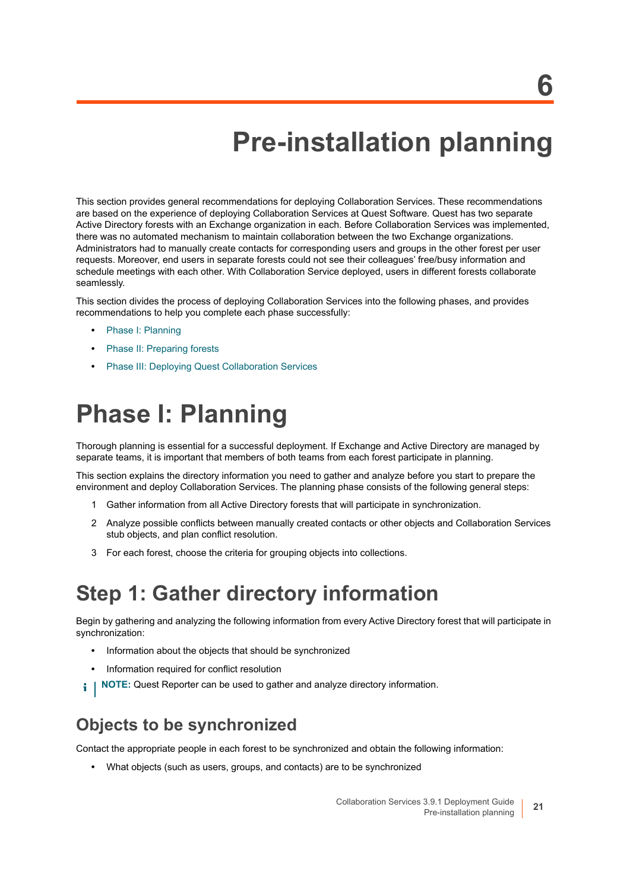# 6 Pre-installation planning

This section provides general recommendations for deploying Collaboration Services. These recommendations are based on the experience of deploying Collaboration Services at Quest Software. Quest has two separate Active Directory forests with an Exchange organization in each. Before Collaboration Services was implemented, there was no automated mechanism to maintain collaboration between the two Exchange organizations. Administrators had to manually create contacts for corresponding users and groups in the other forest per user requests. Moreover, end users in separate forests could not see their colleagues' free/busy information and schedule meetings with each other. With Collaboration Service deployed, users in different forests collaborate seamlessly.

This section divides the process of deploying Collaboration Services into the following phases, and provides recommendations to help you complete each phase successfully:

- Phase I: Planning
- Phase II: Preparing forests
- Phase III: Deploying Quest Collaboration Services

# Phase I: Planning

Thorough planning is essential for a successful deployment. If Exchange and Active Directory are managed by separate teams, it is important that members of both teams from each forest participate in planning.

This section explains the directory information you need to gather and analyze before you start to prepare the environment and deploy Collaboration Services. The planning phase consists of the following general steps:

1. Gather information from all Active Directory forests that will participate in synchronization.
2. Analyze possible conflicts between manually created contacts or other objects and Collaboration Services stub objects, and plan conflict resolution.
3. For each forest, choose the criteria for grouping objects into collections.

## Step 1: Gather directory information

Begin by gathering and analyzing the following information from every Active Directory forest that will participate in synchronization:

- Information about the objects that should be synchronized
- Information required for conflict resolution

**NOTE:** Quest Reporter can be used to gather and analyze directory information.

### Objects to be synchronized

Contact the appropriate people in each forest to be synchronized and obtain the following information:

- What objects (such as users, groups, and contacts) are to be synchronized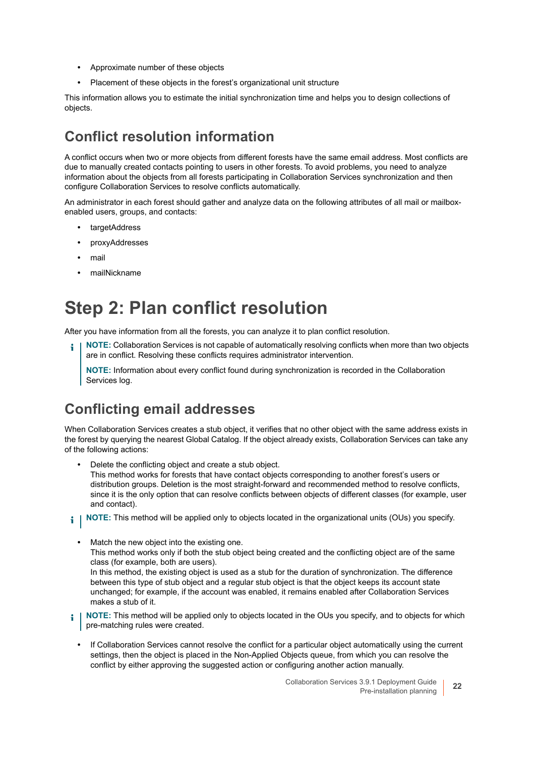- Approximate number of these objects
- Placement of these objects in the forest's organizational unit structure

This information allows you to estimate the initial synchronization time and helps you to design collections of objects.

## Conflict resolution information

A conflict occurs when two or more objects from different forests have the same email address. Most conflicts are due to manually created contacts pointing to users in other forests. To avoid problems, you need to analyze information about the objects from all forests participating in Collaboration Services synchronization and then configure Collaboration Services to resolve conflicts automatically.

An administrator in each forest should gather and analyze data on the following attributes of all mail or mailbox-enabled users, groups, and contacts:

- targetAddress
- proxyAddresses
- mail
- mailNickname

# Step 2: Plan conflict resolution

After you have information from all the forests, you can analyze it to plan conflict resolution.

> **NOTE:** Collaboration Services is not capable of automatically resolving conflicts when more than two objects are in conflict. Resolving these conflicts requires administrator intervention.
>
> **NOTE:** Information about every conflict found during synchronization is recorded in the Collaboration Services log.

## Conflicting email addresses

When Collaboration Services creates a stub object, it verifies that no other object with the same address exists in the forest by querying the nearest Global Catalog. If the object already exists, Collaboration Services can take any of the following actions:

- Delete the conflicting object and create a stub object.
  This method works for forests that have contact objects corresponding to another forest's users or distribution groups. Deletion is the most straight-forward and recommended method to resolve conflicts, since it is the only option that can resolve conflicts between objects of different classes (for example, user and contact).

> **NOTE:** This method will be applied only to objects located in the organizational units (OUs) you specify.

- Match the new object into the existing one.
  This method works only if both the stub object being created and the conflicting object are of the same class (for example, both are users).
  In this method, the existing object is used as a stub for the duration of synchronization. The difference between this type of stub object and a regular stub object is that the object keeps its account state unchanged; for example, if the account was enabled, it remains enabled after Collaboration Services makes a stub of it.

> **NOTE:** This method will be applied only to objects located in the OUs you specify, and to objects for which pre-matching rules were created.

- If Collaboration Services cannot resolve the conflict for a particular object automatically using the current settings, then the object is placed in the Non-Applied Objects queue, from which you can resolve the conflict by either approving the suggested action or configuring another action manually.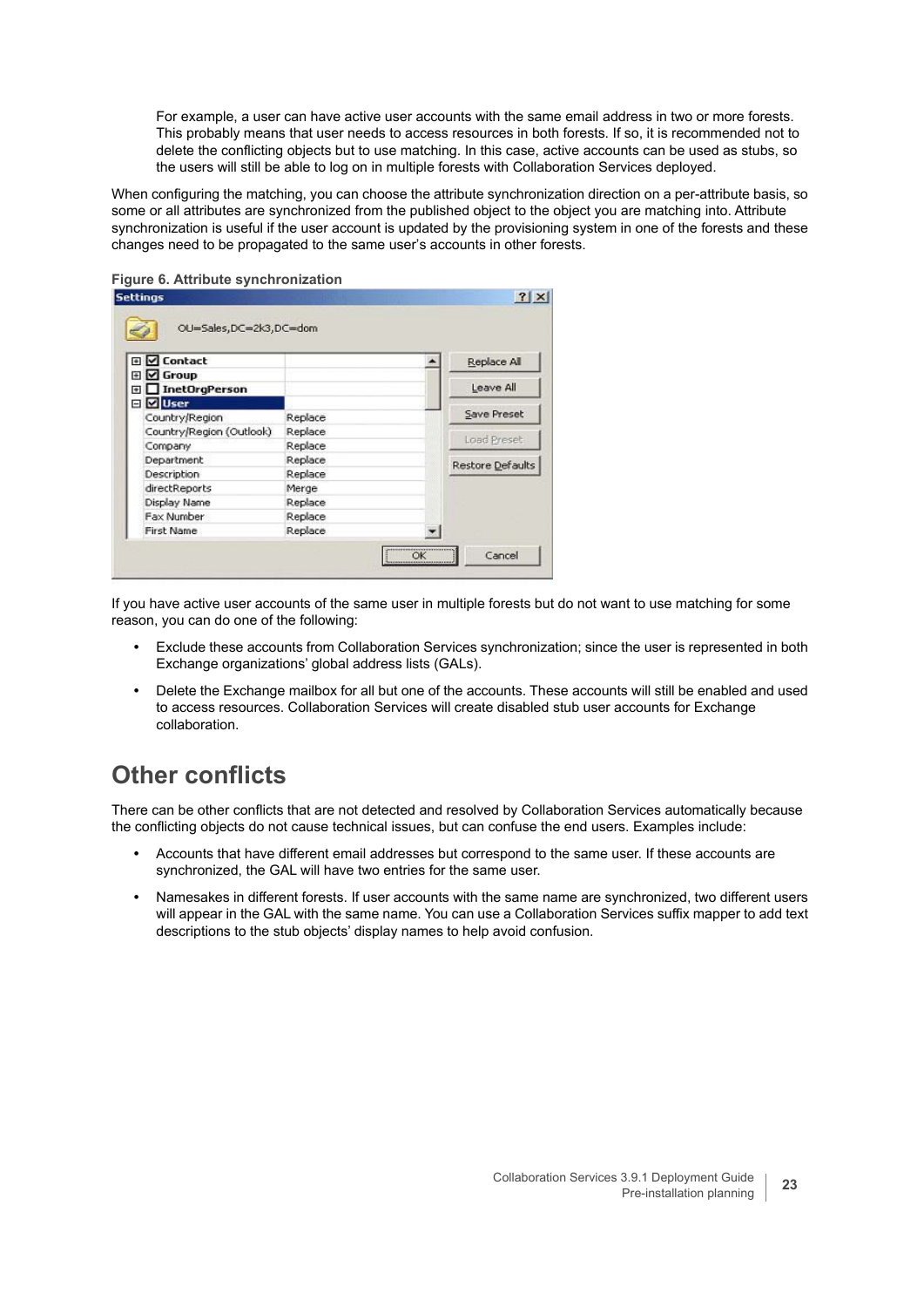For example, a user can have active user accounts with the same email address in two or more forests. This probably means that user needs to access resources in both forests. If so, it is recommended not to delete the conflicting objects but to use matching. In this case, active accounts can be used as stubs, so the users will still be able to log on in multiple forests with Collaboration Services deployed.

When configuring the matching, you can choose the attribute synchronization direction on a per-attribute basis, so some or all attributes are synchronized from the published object to the object you are matching into. Attribute synchronization is useful if the user account is updated by the provisioning system in one of the forests and these changes need to be propagated to the same user's accounts in other forests.

**Figure 6. Attribute synchronization**

If you have active user accounts of the same user in multiple forests but do not want to use matching for some reason, you can do one of the following:

- Exclude these accounts from Collaboration Services synchronization; since the user is represented in both Exchange organizations' global address lists (GALs).
- Delete the Exchange mailbox for all but one of the accounts. These accounts will still be enabled and used to access resources. Collaboration Services will create disabled stub user accounts for Exchange collaboration.

## Other conflicts

There can be other conflicts that are not detected and resolved by Collaboration Services automatically because the conflicting objects do not cause technical issues, but can confuse the end users. Examples include:

- Accounts that have different email addresses but correspond to the same user. If these accounts are synchronized, the GAL will have two entries for the same user.
- Namesakes in different forests. If user accounts with the same name are synchronized, two different users will appear in the GAL with the same name. You can use a Collaboration Services suffix mapper to add text descriptions to the stub objects' display names to help avoid confusion.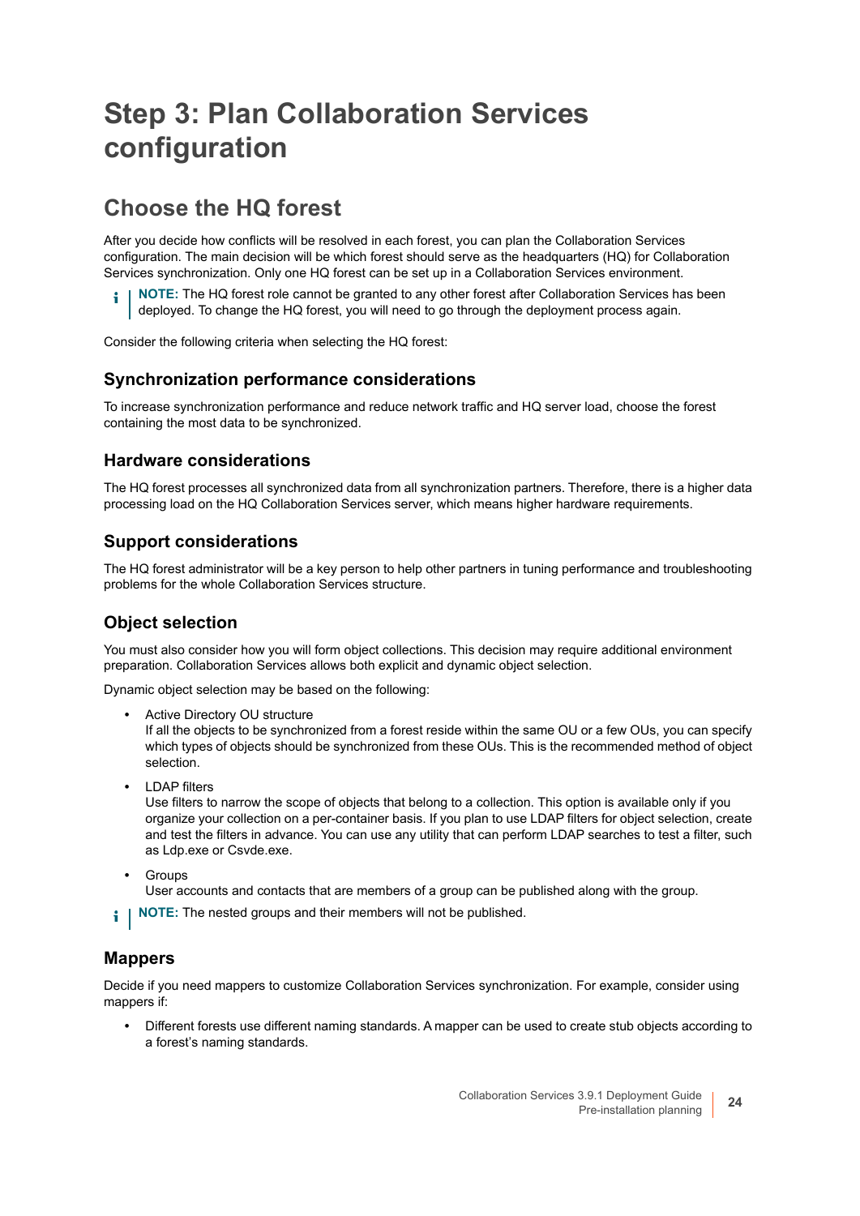# Step 3: Plan Collaboration Services configuration

## Choose the HQ forest

After you decide how conflicts will be resolved in each forest, you can plan the Collaboration Services configuration. The main decision will be which forest should serve as the headquarters (HQ) for Collaboration Services synchronization. Only one HQ forest can be set up in a Collaboration Services environment.

> **NOTE:** The HQ forest role cannot be granted to any other forest after Collaboration Services has been deployed. To change the HQ forest, you will need to go through the deployment process again.

Consider the following criteria when selecting the HQ forest:

### Synchronization performance considerations

To increase synchronization performance and reduce network traffic and HQ server load, choose the forest containing the most data to be synchronized.

### Hardware considerations

The HQ forest processes all synchronized data from all synchronization partners. Therefore, there is a higher data processing load on the HQ Collaboration Services server, which means higher hardware requirements.

### Support considerations

The HQ forest administrator will be a key person to help other partners in tuning performance and troubleshooting problems for the whole Collaboration Services structure.

### Object selection

You must also consider how you will form object collections. This decision may require additional environment preparation. Collaboration Services allows both explicit and dynamic object selection.

Dynamic object selection may be based on the following:

- Active Directory OU structure
  If all the objects to be synchronized from a forest reside within the same OU or a few OUs, you can specify which types of objects should be synchronized from these OUs. This is the recommended method of object selection.
- LDAP filters
  Use filters to narrow the scope of objects that belong to a collection. This option is available only if you organize your collection on a per-container basis. If you plan to use LDAP filters for object selection, create and test the filters in advance. You can use any utility that can perform LDAP searches to test a filter, such as Ldp.exe or Csvde.exe.
- Groups
  User accounts and contacts that are members of a group can be published along with the group.

> **NOTE:** The nested groups and their members will not be published.

### Mappers

Decide if you need mappers to customize Collaboration Services synchronization. For example, consider using mappers if:

- Different forests use different naming standards. A mapper can be used to create stub objects according to a forest's naming standards.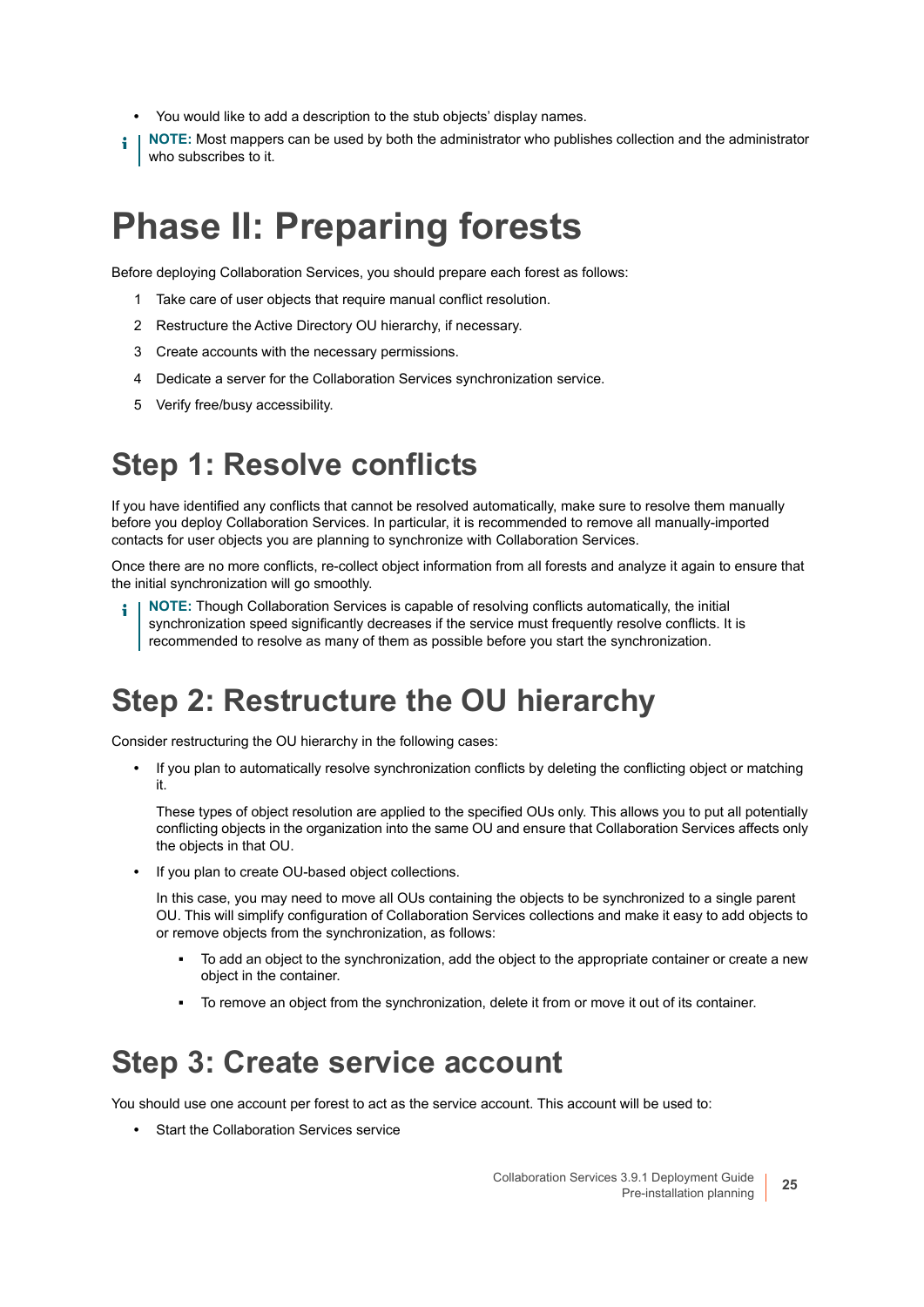- You would like to add a description to the stub objects' display names.

> **NOTE:** Most mappers can be used by both the administrator who publishes collection and the administrator who subscribes to it.

# Phase II: Preparing forests

Before deploying Collaboration Services, you should prepare each forest as follows:

1. Take care of user objects that require manual conflict resolution.
2. Restructure the Active Directory OU hierarchy, if necessary.
3. Create accounts with the necessary permissions.
4. Dedicate a server for the Collaboration Services synchronization service.
5. Verify free/busy accessibility.

## Step 1: Resolve conflicts

If you have identified any conflicts that cannot be resolved automatically, make sure to resolve them manually before you deploy Collaboration Services. In particular, it is recommended to remove all manually-imported contacts for user objects you are planning to synchronize with Collaboration Services.

Once there are no more conflicts, re-collect object information from all forests and analyze it again to ensure that the initial synchronization will go smoothly.

> **NOTE:** Though Collaboration Services is capable of resolving conflicts automatically, the initial synchronization speed significantly decreases if the service must frequently resolve conflicts. It is recommended to resolve as many of them as possible before you start the synchronization.

## Step 2: Restructure the OU hierarchy

Consider restructuring the OU hierarchy in the following cases:

- If you plan to automatically resolve synchronization conflicts by deleting the conflicting object or matching it.

  These types of object resolution are applied to the specified OUs only. This allows you to put all potentially conflicting objects in the organization into the same OU and ensure that Collaboration Services affects only the objects in that OU.

- If you plan to create OU-based object collections.

  In this case, you may need to move all OUs containing the objects to be synchronized to a single parent OU. This will simplify configuration of Collaboration Services collections and make it easy to add objects to or remove objects from the synchronization, as follows:

  - To add an object to the synchronization, add the object to the appropriate container or create a new object in the container.
  - To remove an object from the synchronization, delete it from or move it out of its container.

## Step 3: Create service account

You should use one account per forest to act as the service account. This account will be used to:

- Start the Collaboration Services service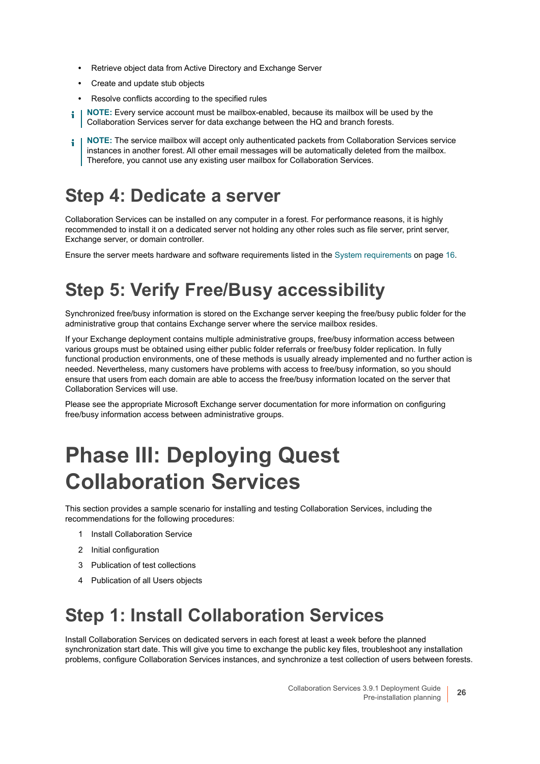- Retrieve object data from Active Directory and Exchange Server
- Create and update stub objects
- Resolve conflicts according to the specified rules

**NOTE:** Every service account must be mailbox-enabled, because its mailbox will be used by the Collaboration Services server for data exchange between the HQ and branch forests.

**NOTE:** The service mailbox will accept only authenticated packets from Collaboration Services service instances in another forest. All other email messages will be automatically deleted from the mailbox. Therefore, you cannot use any existing user mailbox for Collaboration Services.

## Step 4: Dedicate a server

Collaboration Services can be installed on any computer in a forest. For performance reasons, it is highly recommended to install it on a dedicated server not holding any other roles such as file server, print server, Exchange server, or domain controller.

Ensure the server meets hardware and software requirements listed in the System requirements on page 16.

## Step 5: Verify Free/Busy accessibility

Synchronized free/busy information is stored on the Exchange server keeping the free/busy public folder for the administrative group that contains Exchange server where the service mailbox resides.

If your Exchange deployment contains multiple administrative groups, free/busy information access between various groups must be obtained using either public folder referrals or free/busy folder replication. In fully functional production environments, one of these methods is usually already implemented and no further action is needed. Nevertheless, many customers have problems with access to free/busy information, so you should ensure that users from each domain are able to access the free/busy information located on the server that Collaboration Services will use.

Please see the appropriate Microsoft Exchange server documentation for more information on configuring free/busy information access between administrative groups.

# Phase III: Deploying Quest Collaboration Services

This section provides a sample scenario for installing and testing Collaboration Services, including the recommendations for the following procedures:

1. Install Collaboration Service
2. Initial configuration
3. Publication of test collections
4. Publication of all Users objects

## Step 1: Install Collaboration Services

Install Collaboration Services on dedicated servers in each forest at least a week before the planned synchronization start date. This will give you time to exchange the public key files, troubleshoot any installation problems, configure Collaboration Services instances, and synchronize a test collection of users between forests.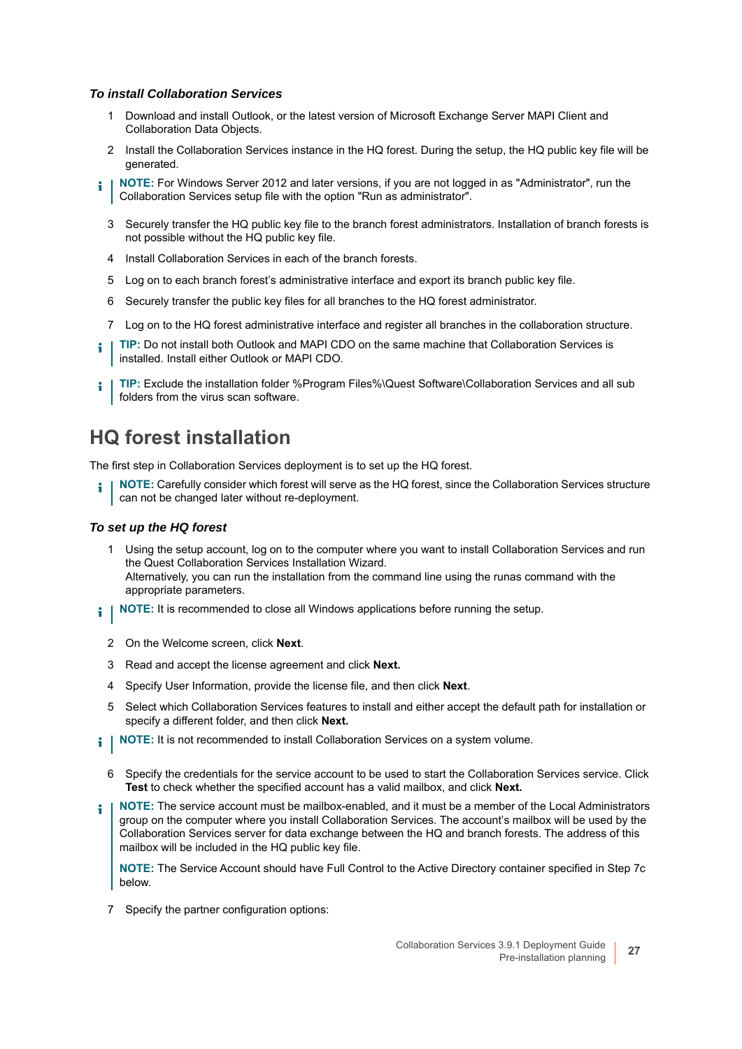***To install Collaboration Services***

1. Download and install Outlook, or the latest version of Microsoft Exchange Server MAPI Client and Collaboration Data Objects.
2. Install the Collaboration Services instance in the HQ forest. During the setup, the HQ public key file will be generated.

> **NOTE:** For Windows Server 2012 and later versions, if you are not logged in as "Administrator", run the Collaboration Services setup file with the option "Run as administrator".

3. Securely transfer the HQ public key file to the branch forest administrators. Installation of branch forests is not possible without the HQ public key file.
4. Install Collaboration Services in each of the branch forests.
5. Log on to each branch forest's administrative interface and export its branch public key file.
6. Securely transfer the public key files for all branches to the HQ forest administrator.
7. Log on to the HQ forest administrative interface and register all branches in the collaboration structure.

> **TIP:** Do not install both Outlook and MAPI CDO on the same machine that Collaboration Services is installed. Install either Outlook or MAPI CDO.

> **TIP:** Exclude the installation folder %Program Files%\Quest Software\Collaboration Services and all sub folders from the virus scan software.

# HQ forest installation

The first step in Collaboration Services deployment is to set up the HQ forest.

> **NOTE:** Carefully consider which forest will serve as the HQ forest, since the Collaboration Services structure can not be changed later without re-deployment.

***To set up the HQ forest***

1. Using the setup account, log on to the computer where you want to install Collaboration Services and run the Quest Collaboration Services Installation Wizard.
   Alternatively, you can run the installation from the command line using the runas command with the appropriate parameters.

> **NOTE:** It is recommended to close all Windows applications before running the setup.

2. On the Welcome screen, click **Next**.
3. Read and accept the license agreement and click **Next.**
4. Specify User Information, provide the license file, and then click **Next**.
5. Select which Collaboration Services features to install and either accept the default path for installation or specify a different folder, and then click **Next.**

> **NOTE:** It is not recommended to install Collaboration Services on a system volume.

6. Specify the credentials for the service account to be used to start the Collaboration Services service. Click **Test** to check whether the specified account has a valid mailbox, and click **Next.**

> **NOTE:** The service account must be mailbox-enabled, and it must be a member of the Local Administrators group on the computer where you install Collaboration Services. The account's mailbox will be used by the Collaboration Services server for data exchange between the HQ and branch forests. The address of this mailbox will be included in the HQ public key file.
>
> **NOTE:** The Service Account should have Full Control to the Active Directory container specified in Step 7c below.

7. Specify the partner configuration options: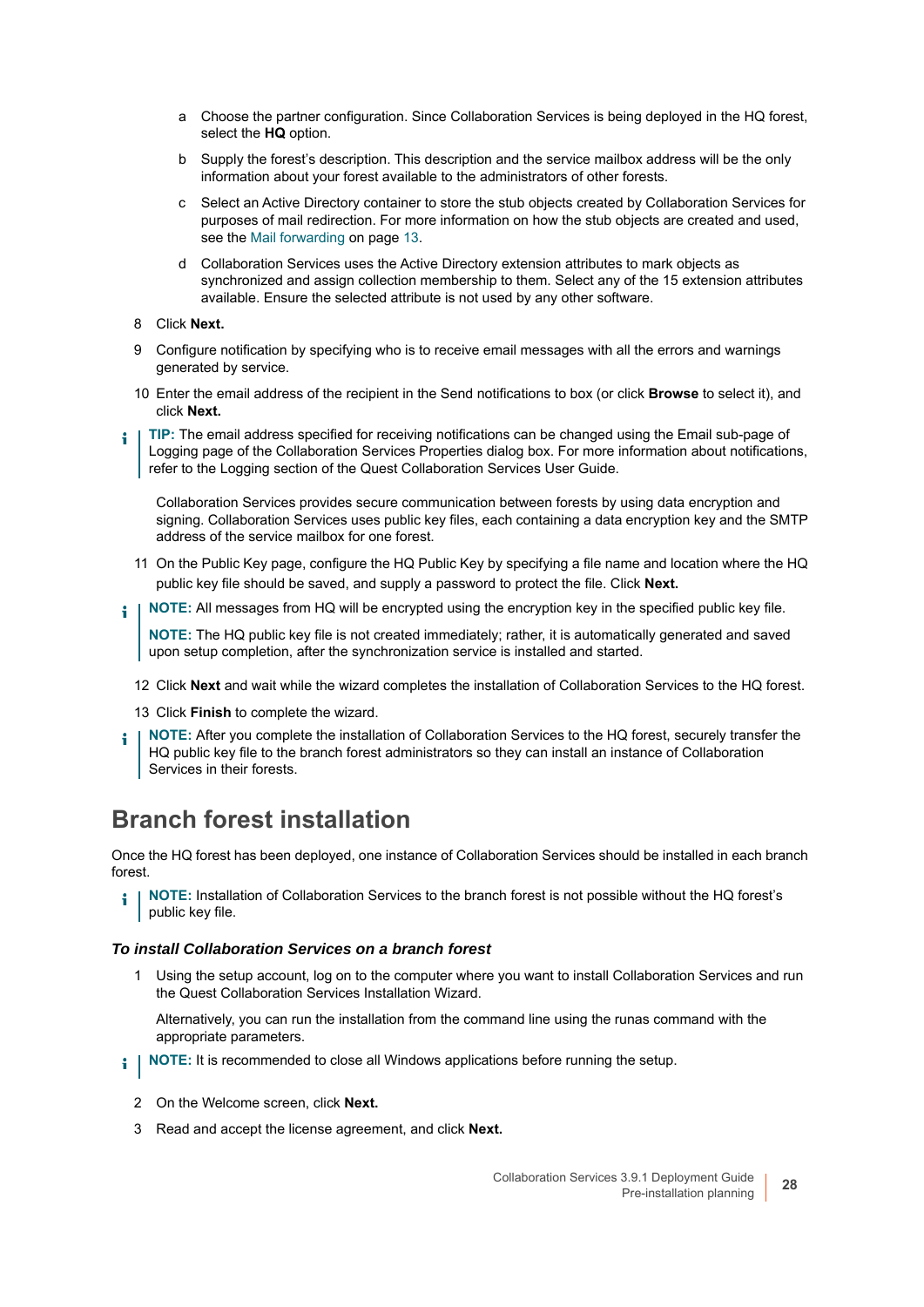a. Choose the partner configuration. Since Collaboration Services is being deployed in the HQ forest, select the **HQ** option.

b. Supply the forest's description. This description and the service mailbox address will be the only information about your forest available to the administrators of other forests.

c. Select an Active Directory container to store the stub objects created by Collaboration Services for purposes of mail redirection. For more information on how the stub objects are created and used, see the Mail forwarding on page 13.

d. Collaboration Services uses the Active Directory extension attributes to mark objects as synchronized and assign collection membership to them. Select any of the 15 extension attributes available. Ensure the selected attribute is not used by any other software.

8. Click **Next.**

9. Configure notification by specifying who is to receive email messages with all the errors and warnings generated by service.

10. Enter the email address of the recipient in the Send notifications to box (or click **Browse** to select it), and click **Next.**

> **TIP:** The email address specified for receiving notifications can be changed using the Email sub-page of Logging page of the Collaboration Services Properties dialog box. For more information about notifications, refer to the Logging section of the Quest Collaboration Services User Guide.

Collaboration Services provides secure communication between forests by using data encryption and signing. Collaboration Services uses public key files, each containing a data encryption key and the SMTP address of the service mailbox for one forest.

11. On the Public Key page, configure the HQ Public Key by specifying a file name and location where the HQ public key file should be saved, and supply a password to protect the file. Click **Next.**

> **NOTE:** All messages from HQ will be encrypted using the encryption key in the specified public key file.
>
> **NOTE:** The HQ public key file is not created immediately; rather, it is automatically generated and saved upon setup completion, after the synchronization service is installed and started.

12. Click **Next** and wait while the wizard completes the installation of Collaboration Services to the HQ forest.

13. Click **Finish** to complete the wizard.

> **NOTE:** After you complete the installation of Collaboration Services to the HQ forest, securely transfer the HQ public key file to the branch forest administrators so they can install an instance of Collaboration Services in their forests.

## Branch forest installation

Once the HQ forest has been deployed, one instance of Collaboration Services should be installed in each branch forest.

> **NOTE:** Installation of Collaboration Services to the branch forest is not possible without the HQ forest's public key file.

### *To install Collaboration Services on a branch forest*

1. Using the setup account, log on to the computer where you want to install Collaboration Services and run the Quest Collaboration Services Installation Wizard.

   Alternatively, you can run the installation from the command line using the runas command with the appropriate parameters.

> **NOTE:** It is recommended to close all Windows applications before running the setup.

2. On the Welcome screen, click **Next.**

3. Read and accept the license agreement, and click **Next.**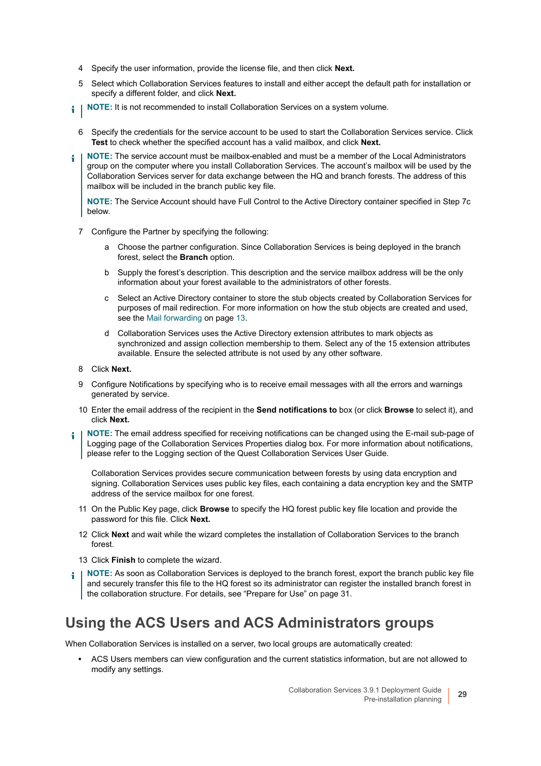4. Specify the user information, provide the license file, and then click **Next.**
5. Select which Collaboration Services features to install and either accept the default path for installation or specify a different folder, and click **Next.**

> **NOTE:** It is not recommended to install Collaboration Services on a system volume.

6. Specify the credentials for the service account to be used to start the Collaboration Services service. Click **Test** to check whether the specified account has a valid mailbox, and click **Next.**

> **NOTE:** The service account must be mailbox-enabled and must be a member of the Local Administrators group on the computer where you install Collaboration Services. The account's mailbox will be used by the Collaboration Services server for data exchange between the HQ and branch forests. The address of this mailbox will be included in the branch public key file.
>
> **NOTE:** The Service Account should have Full Control to the Active Directory container specified in Step 7c below.

7. Configure the Partner by specifying the following:
   a. Choose the partner configuration. Since Collaboration Services is being deployed in the branch forest, select the **Branch** option.
   b. Supply the forest's description. This description and the service mailbox address will be the only information about your forest available to the administrators of other forests.
   c. Select an Active Directory container to store the stub objects created by Collaboration Services for purposes of mail redirection. For more information on how the stub objects are created and used, see the Mail forwarding on page 13.
   d. Collaboration Services uses the Active Directory extension attributes to mark objects as synchronized and assign collection membership to them. Select any of the 15 extension attributes available. Ensure the selected attribute is not used by any other software.
8. Click **Next.**
9. Configure Notifications by specifying who is to receive email messages with all the errors and warnings generated by service.
10. Enter the email address of the recipient in the **Send notifications to** box (or click **Browse** to select it), and click **Next.**

> **NOTE:** The email address specified for receiving notifications can be changed using the E-mail sub-page of Logging page of the Collaboration Services Properties dialog box. For more information about notifications, please refer to the Logging section of the Quest Collaboration Services User Guide.

Collaboration Services provides secure communication between forests by using data encryption and signing. Collaboration Services uses public key files, each containing a data encryption key and the SMTP address of the service mailbox for one forest.

11. On the Public Key page, click **Browse** to specify the HQ forest public key file location and provide the password for this file. Click **Next.**
12. Click **Next** and wait while the wizard completes the installation of Collaboration Services to the branch forest.
13. Click **Finish** to complete the wizard.

> **NOTE:** As soon as Collaboration Services is deployed to the branch forest, export the branch public key file and securely transfer this file to the HQ forest so its administrator can register the installed branch forest in the collaboration structure. For details, see "Prepare for Use" on page 31.

## Using the ACS Users and ACS Administrators groups

When Collaboration Services is installed on a server, two local groups are automatically created:

- ACS Users members can view configuration and the current statistics information, but are not allowed to modify any settings.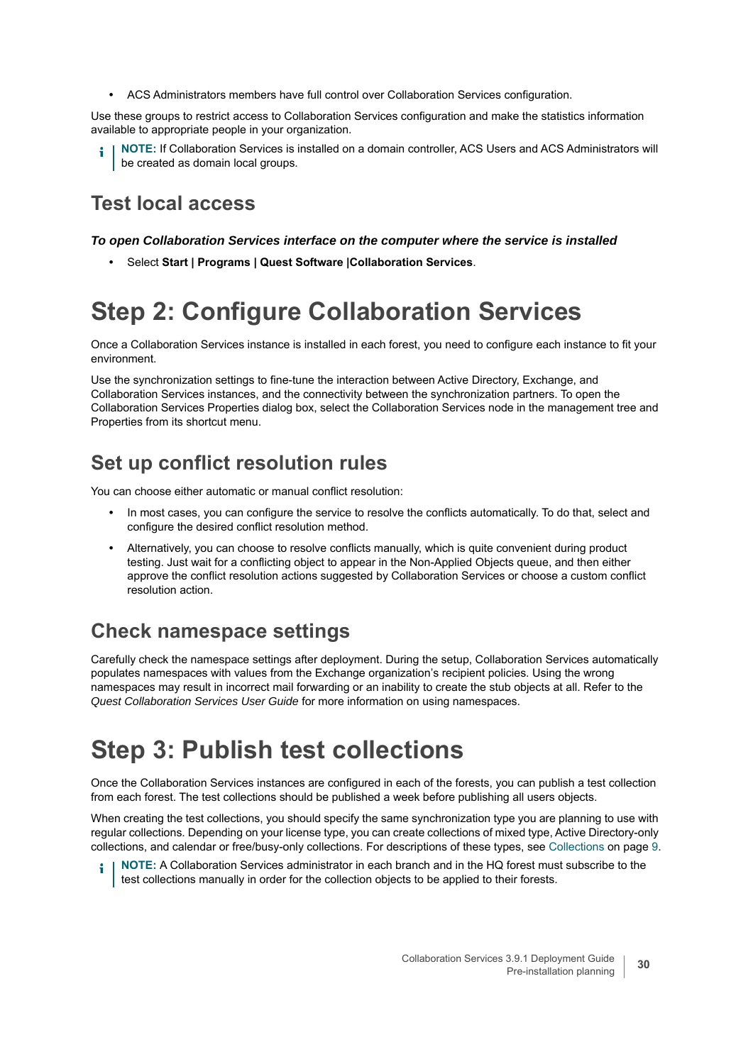- ACS Administrators members have full control over Collaboration Services configuration.

Use these groups to restrict access to Collaboration Services configuration and make the statistics information available to appropriate people in your organization.

**NOTE:** If Collaboration Services is installed on a domain controller, ACS Users and ACS Administrators will be created as domain local groups.

## Test local access

***To open Collaboration Services interface on the computer where the service is installed***

- Select **Start | Programs | Quest Software |Collaboration Services**.

# Step 2: Configure Collaboration Services

Once a Collaboration Services instance is installed in each forest, you need to configure each instance to fit your environment.

Use the synchronization settings to fine-tune the interaction between Active Directory, Exchange, and Collaboration Services instances, and the connectivity between the synchronization partners. To open the Collaboration Services Properties dialog box, select the Collaboration Services node in the management tree and Properties from its shortcut menu.

## Set up conflict resolution rules

You can choose either automatic or manual conflict resolution:

- In most cases, you can configure the service to resolve the conflicts automatically. To do that, select and configure the desired conflict resolution method.
- Alternatively, you can choose to resolve conflicts manually, which is quite convenient during product testing. Just wait for a conflicting object to appear in the Non-Applied Objects queue, and then either approve the conflict resolution actions suggested by Collaboration Services or choose a custom conflict resolution action.

## Check namespace settings

Carefully check the namespace settings after deployment. During the setup, Collaboration Services automatically populates namespaces with values from the Exchange organization's recipient policies. Using the wrong namespaces may result in incorrect mail forwarding or an inability to create the stub objects at all. Refer to the *Quest Collaboration Services User Guide* for more information on using namespaces.

# Step 3: Publish test collections

Once the Collaboration Services instances are configured in each of the forests, you can publish a test collection from each forest. The test collections should be published a week before publishing all users objects.

When creating the test collections, you should specify the same synchronization type you are planning to use with regular collections. Depending on your license type, you can create collections of mixed type, Active Directory-only collections, and calendar or free/busy-only collections. For descriptions of these types, see Collections on page 9.

**NOTE:** A Collaboration Services administrator in each branch and in the HQ forest must subscribe to the test collections manually in order for the collection objects to be applied to their forests.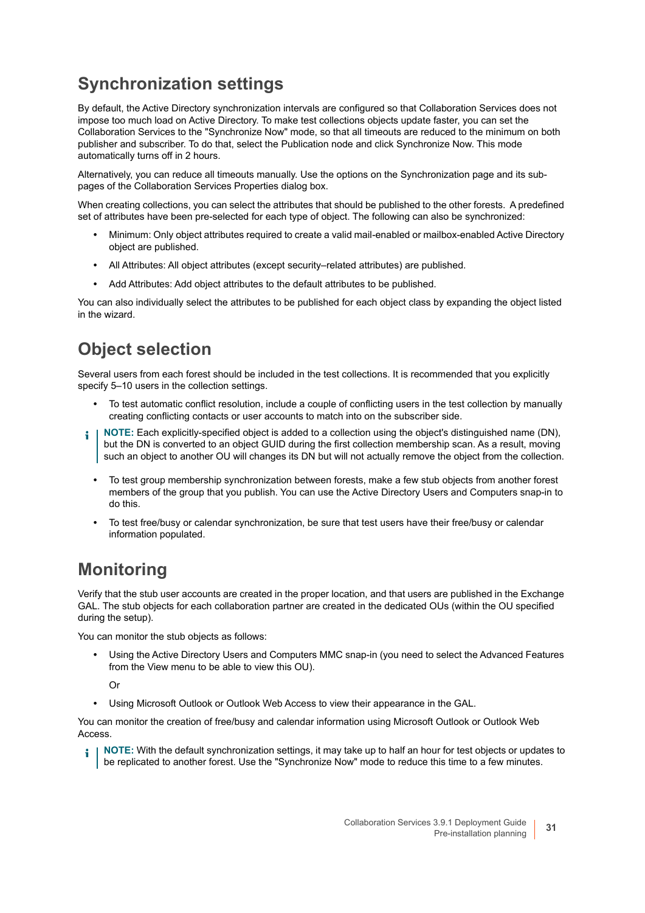## Synchronization settings

By default, the Active Directory synchronization intervals are configured so that Collaboration Services does not impose too much load on Active Directory. To make test collections objects update faster, you can set the Collaboration Services to the "Synchronize Now" mode, so that all timeouts are reduced to the minimum on both publisher and subscriber. To do that, select the Publication node and click Synchronize Now. This mode automatically turns off in 2 hours.

Alternatively, you can reduce all timeouts manually. Use the options on the Synchronization page and its sub-pages of the Collaboration Services Properties dialog box.

When creating collections, you can select the attributes that should be published to the other forests. A predefined set of attributes have been pre-selected for each type of object. The following can also be synchronized:

- Minimum: Only object attributes required to create a valid mail-enabled or mailbox-enabled Active Directory object are published.
- All Attributes: All object attributes (except security–related attributes) are published.
- Add Attributes: Add object attributes to the default attributes to be published.

You can also individually select the attributes to be published for each object class by expanding the object listed in the wizard.

## Object selection

Several users from each forest should be included in the test collections. It is recommended that you explicitly specify 5–10 users in the collection settings.

- To test automatic conflict resolution, include a couple of conflicting users in the test collection by manually creating conflicting contacts or user accounts to match into on the subscriber side.

> **NOTE:** Each explicitly-specified object is added to a collection using the object's distinguished name (DN), but the DN is converted to an object GUID during the first collection membership scan. As a result, moving such an object to another OU will changes its DN but will not actually remove the object from the collection.

- To test group membership synchronization between forests, make a few stub objects from another forest members of the group that you publish. You can use the Active Directory Users and Computers snap-in to do this.
- To test free/busy or calendar synchronization, be sure that test users have their free/busy or calendar information populated.

## Monitoring

Verify that the stub user accounts are created in the proper location, and that users are published in the Exchange GAL. The stub objects for each collaboration partner are created in the dedicated OUs (within the OU specified during the setup).

You can monitor the stub objects as follows:

- Using the Active Directory Users and Computers MMC snap-in (you need to select the Advanced Features from the View menu to be able to view this OU).

  Or

- Using Microsoft Outlook or Outlook Web Access to view their appearance in the GAL.

You can monitor the creation of free/busy and calendar information using Microsoft Outlook or Outlook Web Access.

> **NOTE:** With the default synchronization settings, it may take up to half an hour for test objects or updates to be replicated to another forest. Use the "Synchronize Now" mode to reduce this time to a few minutes.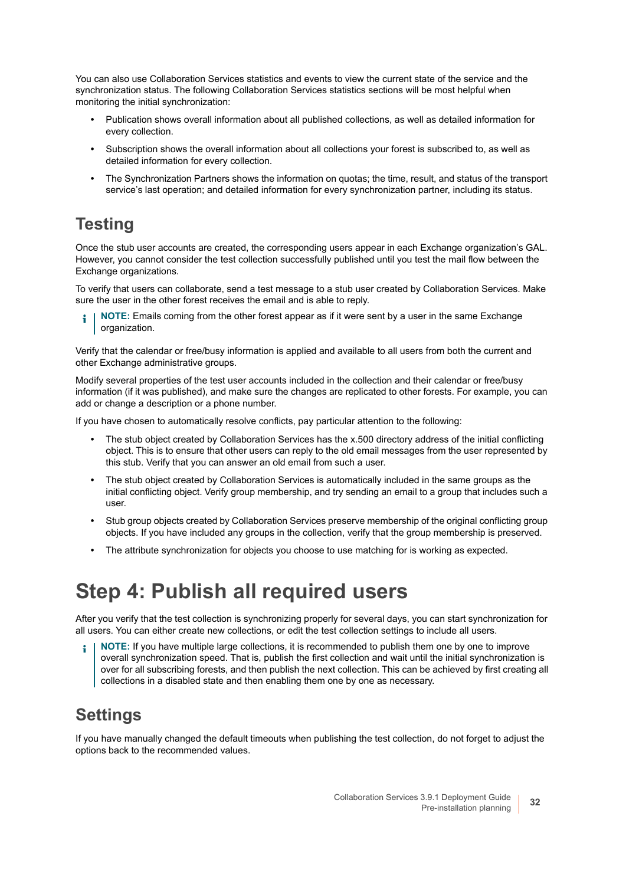You can also use Collaboration Services statistics and events to view the current state of the service and the synchronization status. The following Collaboration Services statistics sections will be most helpful when monitoring the initial synchronization:

- Publication shows overall information about all published collections, as well as detailed information for every collection.
- Subscription shows the overall information about all collections your forest is subscribed to, as well as detailed information for every collection.
- The Synchronization Partners shows the information on quotas; the time, result, and status of the transport service's last operation; and detailed information for every synchronization partner, including its status.

## Testing

Once the stub user accounts are created, the corresponding users appear in each Exchange organization's GAL. However, you cannot consider the test collection successfully published until you test the mail flow between the Exchange organizations.

To verify that users can collaborate, send a test message to a stub user created by Collaboration Services. Make sure the user in the other forest receives the email and is able to reply.

> **NOTE:** Emails coming from the other forest appear as if it were sent by a user in the same Exchange organization.

Verify that the calendar or free/busy information is applied and available to all users from both the current and other Exchange administrative groups.

Modify several properties of the test user accounts included in the collection and their calendar or free/busy information (if it was published), and make sure the changes are replicated to other forests. For example, you can add or change a description or a phone number.

If you have chosen to automatically resolve conflicts, pay particular attention to the following:

- The stub object created by Collaboration Services has the x.500 directory address of the initial conflicting object. This is to ensure that other users can reply to the old email messages from the user represented by this stub. Verify that you can answer an old email from such a user.
- The stub object created by Collaboration Services is automatically included in the same groups as the initial conflicting object. Verify group membership, and try sending an email to a group that includes such a user.
- Stub group objects created by Collaboration Services preserve membership of the original conflicting group objects. If you have included any groups in the collection, verify that the group membership is preserved.
- The attribute synchronization for objects you choose to use matching for is working as expected.

# Step 4: Publish all required users

After you verify that the test collection is synchronizing properly for several days, you can start synchronization for all users. You can either create new collections, or edit the test collection settings to include all users.

> **NOTE:** If you have multiple large collections, it is recommended to publish them one by one to improve overall synchronization speed. That is, publish the first collection and wait until the initial synchronization is over for all subscribing forests, and then publish the next collection. This can be achieved by first creating all collections in a disabled state and then enabling them one by one as necessary.

## Settings

If you have manually changed the default timeouts when publishing the test collection, do not forget to adjust the options back to the recommended values.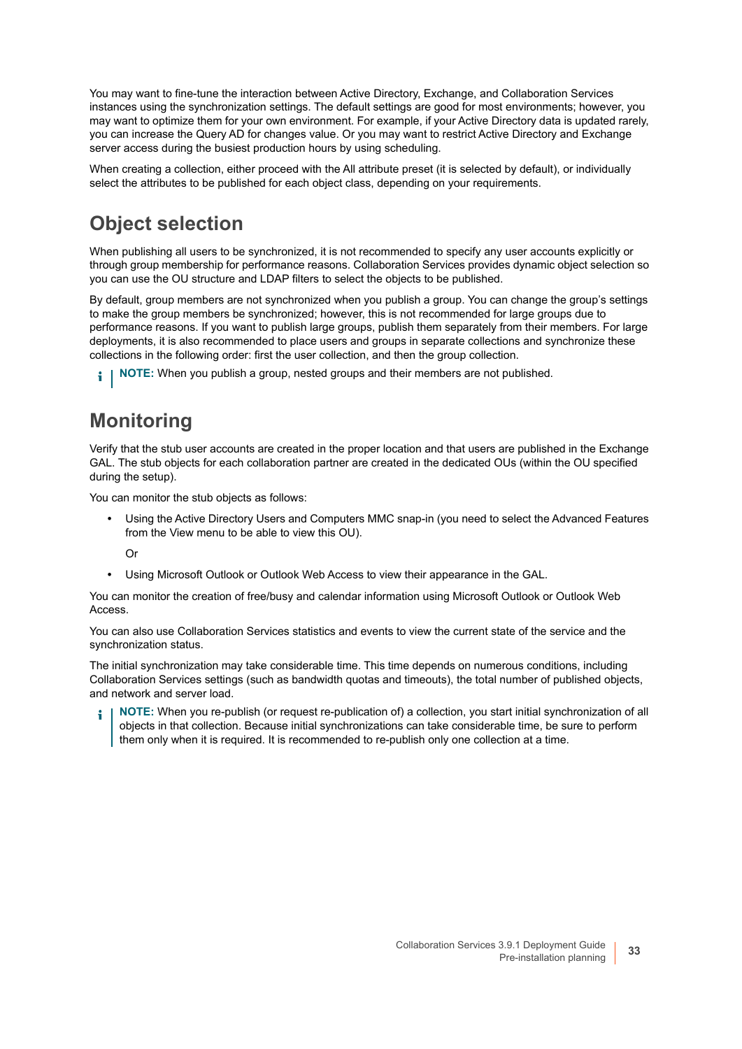You may want to fine-tune the interaction between Active Directory, Exchange, and Collaboration Services instances using the synchronization settings. The default settings are good for most environments; however, you may want to optimize them for your own environment. For example, if your Active Directory data is updated rarely, you can increase the Query AD for changes value. Or you may want to restrict Active Directory and Exchange server access during the busiest production hours by using scheduling.

When creating a collection, either proceed with the All attribute preset (it is selected by default), or individually select the attributes to be published for each object class, depending on your requirements.

## Object selection

When publishing all users to be synchronized, it is not recommended to specify any user accounts explicitly or through group membership for performance reasons. Collaboration Services provides dynamic object selection so you can use the OU structure and LDAP filters to select the objects to be published.

By default, group members are not synchronized when you publish a group. You can change the group's settings to make the group members be synchronized; however, this is not recommended for large groups due to performance reasons. If you want to publish large groups, publish them separately from their members. For large deployments, it is also recommended to place users and groups in separate collections and synchronize these collections in the following order: first the user collection, and then the group collection.

**NOTE:** When you publish a group, nested groups and their members are not published.

## Monitoring

Verify that the stub user accounts are created in the proper location and that users are published in the Exchange GAL. The stub objects for each collaboration partner are created in the dedicated OUs (within the OU specified during the setup).

You can monitor the stub objects as follows:

- Using the Active Directory Users and Computers MMC snap-in (you need to select the Advanced Features from the View menu to be able to view this OU).

  Or

- Using Microsoft Outlook or Outlook Web Access to view their appearance in the GAL.

You can monitor the creation of free/busy and calendar information using Microsoft Outlook or Outlook Web Access.

You can also use Collaboration Services statistics and events to view the current state of the service and the synchronization status.

The initial synchronization may take considerable time. This time depends on numerous conditions, including Collaboration Services settings (such as bandwidth quotas and timeouts), the total number of published objects, and network and server load.

**NOTE:** When you re-publish (or request re-publication of) a collection, you start initial synchronization of all objects in that collection. Because initial synchronizations can take considerable time, be sure to perform them only when it is required. It is recommended to re-publish only one collection at a time.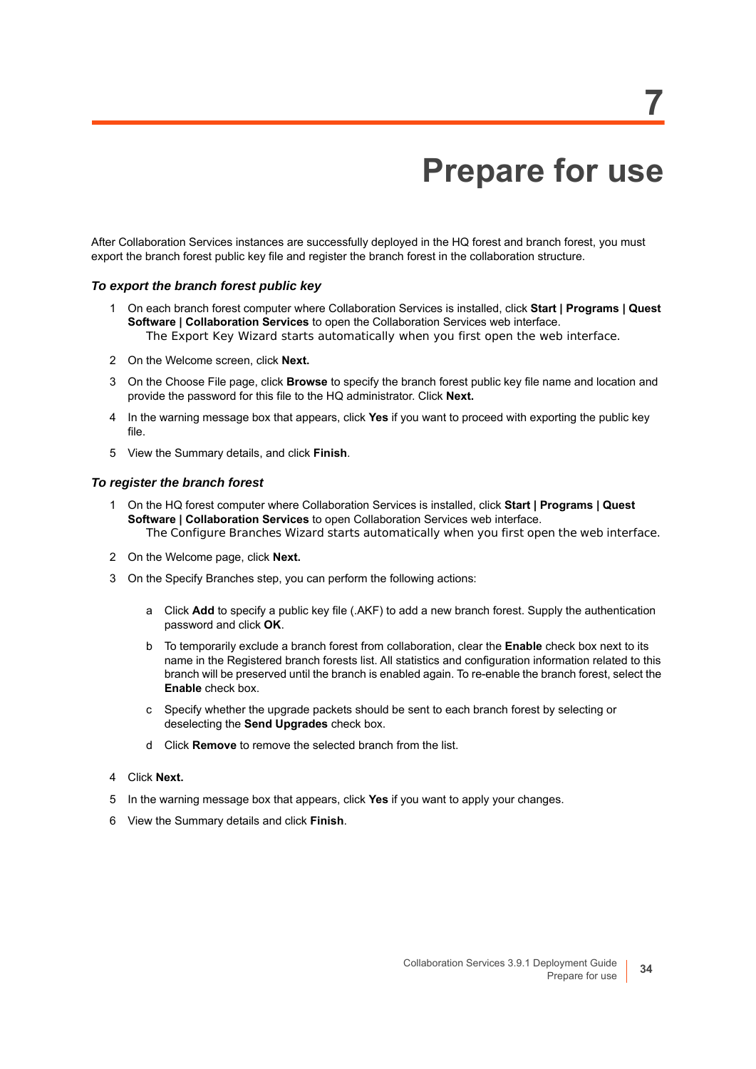# 7 Prepare for use

After Collaboration Services instances are successfully deployed in the HQ forest and branch forest, you must export the branch forest public key file and register the branch forest in the collaboration structure.

### *To export the branch forest public key*

1. On each branch forest computer where Collaboration Services is installed, click **Start | Programs | Quest Software | Collaboration Services** to open the Collaboration Services web interface.
   The Export Key Wizard starts automatically when you first open the web interface.
2. On the Welcome screen, click **Next.**
3. On the Choose File page, click **Browse** to specify the branch forest public key file name and location and provide the password for this file to the HQ administrator. Click **Next.**
4. In the warning message box that appears, click **Yes** if you want to proceed with exporting the public key file.
5. View the Summary details, and click **Finish**.

### *To register the branch forest*

1. On the HQ forest computer where Collaboration Services is installed, click **Start | Programs | Quest Software | Collaboration Services** to open Collaboration Services web interface.
   The Configure Branches Wizard starts automatically when you first open the web interface.
2. On the Welcome page, click **Next.**
3. On the Specify Branches step, you can perform the following actions:
   a. Click **Add** to specify a public key file (.AKF) to add a new branch forest. Supply the authentication password and click **OK**.
   b. To temporarily exclude a branch forest from collaboration, clear the **Enable** check box next to its name in the Registered branch forests list. All statistics and configuration information related to this branch will be preserved until the branch is enabled again. To re-enable the branch forest, select the **Enable** check box.
   c. Specify whether the upgrade packets should be sent to each branch forest by selecting or deselecting the **Send Upgrades** check box.
   d. Click **Remove** to remove the selected branch from the list.
4. Click **Next.**
5. In the warning message box that appears, click **Yes** if you want to apply your changes.
6. View the Summary details and click **Finish**.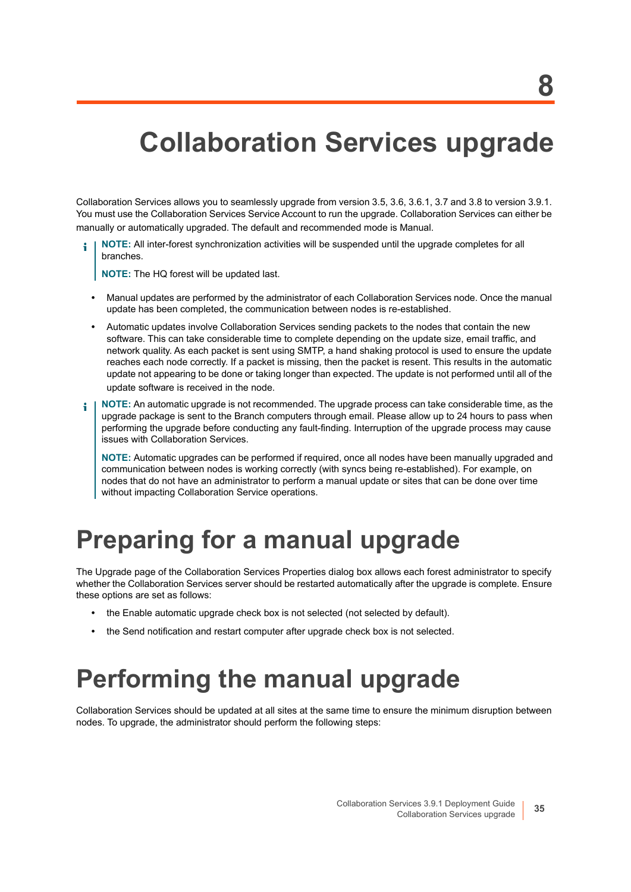# 8

# Collaboration Services upgrade

Collaboration Services allows you to seamlessly upgrade from version 3.5, 3.6, 3.6.1, 3.7 and 3.8 to version 3.9.1. You must use the Collaboration Services Service Account to run the upgrade. Collaboration Services can either be manually or automatically upgraded. The default and recommended mode is Manual.

> **NOTE:** All inter-forest synchronization activities will be suspended until the upgrade completes for all branches.
>
> **NOTE:** The HQ forest will be updated last.

- Manual updates are performed by the administrator of each Collaboration Services node. Once the manual update has been completed, the communication between nodes is re-established.
- Automatic updates involve Collaboration Services sending packets to the nodes that contain the new software. This can take considerable time to complete depending on the update size, email traffic, and network quality. As each packet is sent using SMTP, a hand shaking protocol is used to ensure the update reaches each node correctly. If a packet is missing, then the packet is resent. This results in the automatic update not appearing to be done or taking longer than expected. The update is not performed until all of the update software is received in the node.

> **NOTE:** An automatic upgrade is not recommended. The upgrade process can take considerable time, as the upgrade package is sent to the Branch computers through email. Please allow up to 24 hours to pass when performing the upgrade before conducting any fault-finding. Interruption of the upgrade process may cause issues with Collaboration Services.
>
> **NOTE:** Automatic upgrades can be performed if required, once all nodes have been manually upgraded and communication between nodes is working correctly (with syncs being re-established). For example, on nodes that do not have an administrator to perform a manual update or sites that can be done over time without impacting Collaboration Service operations.

## Preparing for a manual upgrade

The Upgrade page of the Collaboration Services Properties dialog box allows each forest administrator to specify whether the Collaboration Services server should be restarted automatically after the upgrade is complete. Ensure these options are set as follows:

- the Enable automatic upgrade check box is not selected (not selected by default).
- the Send notification and restart computer after upgrade check box is not selected.

## Performing the manual upgrade

Collaboration Services should be updated at all sites at the same time to ensure the minimum disruption between nodes. To upgrade, the administrator should perform the following steps: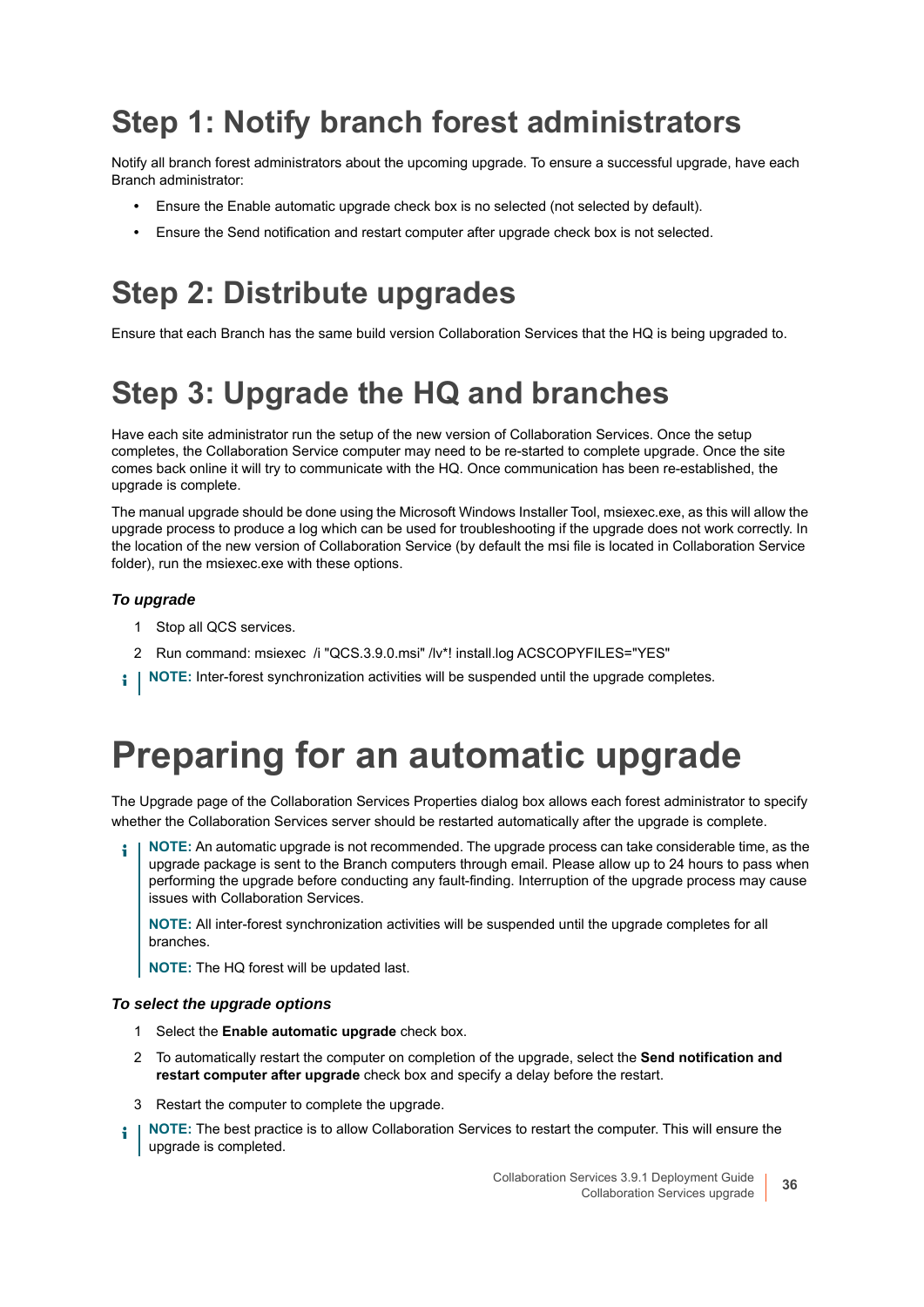## Step 1: Notify branch forest administrators

Notify all branch forest administrators about the upcoming upgrade. To ensure a successful upgrade, have each Branch administrator:

- Ensure the Enable automatic upgrade check box is no selected (not selected by default).
- Ensure the Send notification and restart computer after upgrade check box is not selected.

## Step 2: Distribute upgrades

Ensure that each Branch has the same build version Collaboration Services that the HQ is being upgraded to.

## Step 3: Upgrade the HQ and branches

Have each site administrator run the setup of the new version of Collaboration Services. Once the setup completes, the Collaboration Service computer may need to be re-started to complete upgrade. Once the site comes back online it will try to communicate with the HQ. Once communication has been re-established, the upgrade is complete.

The manual upgrade should be done using the Microsoft Windows Installer Tool, msiexec.exe, as this will allow the upgrade process to produce a log which can be used for troubleshooting if the upgrade does not work correctly. In the location of the new version of Collaboration Service (by default the msi file is located in Collaboration Service folder), run the msiexec.exe with these options.

### *To upgrade*

1. Stop all QCS services.
2. Run command: msiexec /i "QCS.3.9.0.msi" /lv*! install.log ACSCOPYFILES="YES"

**NOTE:** Inter-forest synchronization activities will be suspended until the upgrade completes.

# Preparing for an automatic upgrade

The Upgrade page of the Collaboration Services Properties dialog box allows each forest administrator to specify whether the Collaboration Services server should be restarted automatically after the upgrade is complete.

**NOTE:** An automatic upgrade is not recommended. The upgrade process can take considerable time, as the upgrade package is sent to the Branch computers through email. Please allow up to 24 hours to pass when performing the upgrade before conducting any fault-finding. Interruption of the upgrade process may cause issues with Collaboration Services.

**NOTE:** All inter-forest synchronization activities will be suspended until the upgrade completes for all branches.

**NOTE:** The HQ forest will be updated last.

### *To select the upgrade options*

1. Select the **Enable automatic upgrade** check box.
2. To automatically restart the computer on completion of the upgrade, select the **Send notification and restart computer after upgrade** check box and specify a delay before the restart.
3. Restart the computer to complete the upgrade.

**NOTE:** The best practice is to allow Collaboration Services to restart the computer. This will ensure the upgrade is completed.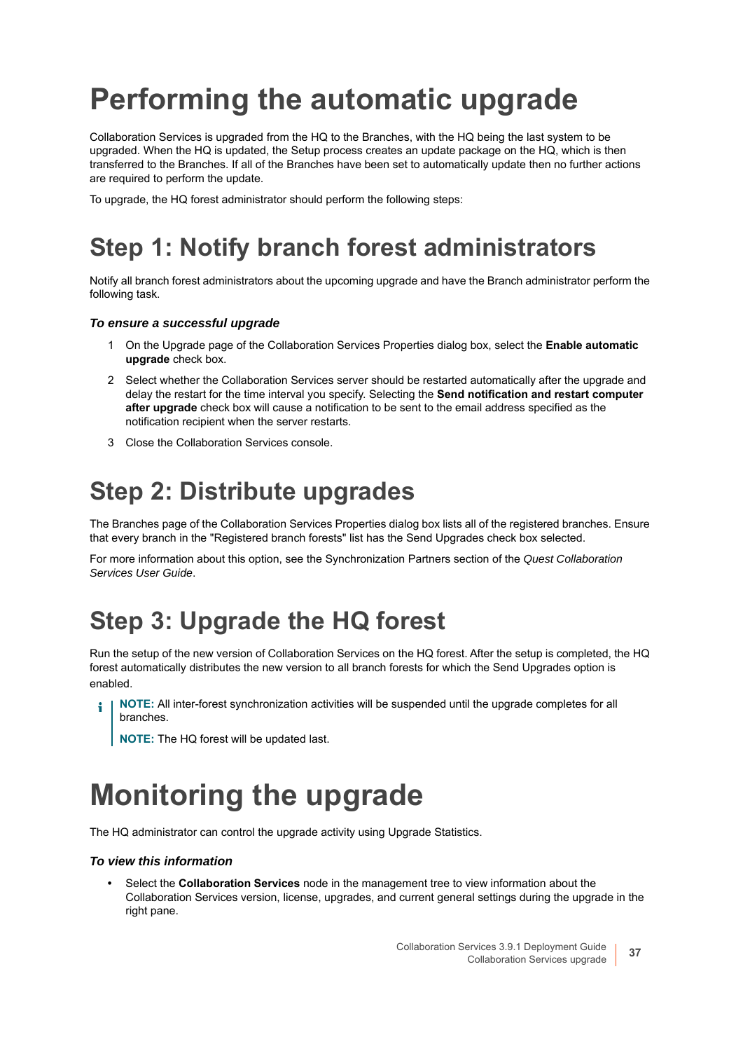# Performing the automatic upgrade

Collaboration Services is upgraded from the HQ to the Branches, with the HQ being the last system to be upgraded. When the HQ is updated, the Setup process creates an update package on the HQ, which is then transferred to the Branches. If all of the Branches have been set to automatically update then no further actions are required to perform the update.

To upgrade, the HQ forest administrator should perform the following steps:

## Step 1: Notify branch forest administrators

Notify all branch forest administrators about the upcoming upgrade and have the Branch administrator perform the following task.

***To ensure a successful upgrade***

1. On the Upgrade page of the Collaboration Services Properties dialog box, select the **Enable automatic upgrade** check box.
2. Select whether the Collaboration Services server should be restarted automatically after the upgrade and delay the restart for the time interval you specify. Selecting the **Send notification and restart computer after upgrade** check box will cause a notification to be sent to the email address specified as the notification recipient when the server restarts.
3. Close the Collaboration Services console.

## Step 2: Distribute upgrades

The Branches page of the Collaboration Services Properties dialog box lists all of the registered branches. Ensure that every branch in the "Registered branch forests" list has the Send Upgrades check box selected.

For more information about this option, see the Synchronization Partners section of the *Quest Collaboration Services User Guide*.

## Step 3: Upgrade the HQ forest

Run the setup of the new version of Collaboration Services on the HQ forest. After the setup is completed, the HQ forest automatically distributes the new version to all branch forests for which the Send Upgrades option is enabled.

> **NOTE:** All inter-forest synchronization activities will be suspended until the upgrade completes for all branches.
>
> **NOTE:** The HQ forest will be updated last.

# Monitoring the upgrade

The HQ administrator can control the upgrade activity using Upgrade Statistics.

***To view this information***

- Select the **Collaboration Services** node in the management tree to view information about the Collaboration Services version, license, upgrades, and current general settings during the upgrade in the right pane.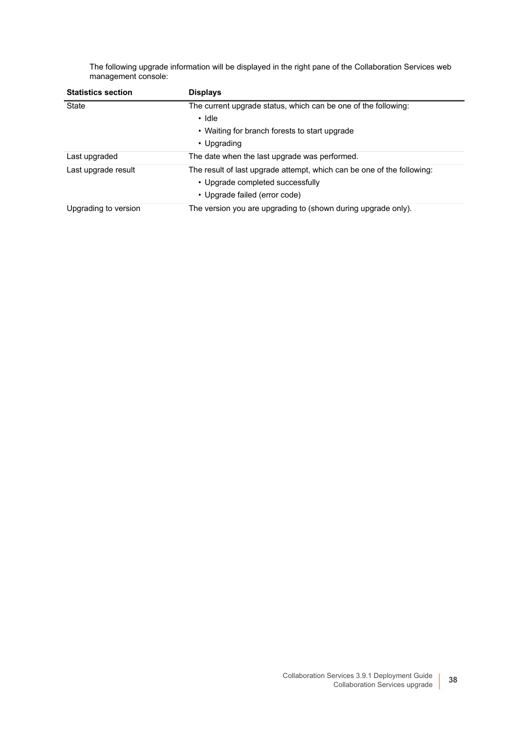The following upgrade information will be displayed in the right pane of the Collaboration Services web management console:

| Statistics section | Displays |
| --- | --- |
| State | The current upgrade status, which can be one of the following:<br>• Idle<br>• Waiting for branch forests to start upgrade<br>• Upgrading |
| Last upgraded | The date when the last upgrade was performed. |
| Last upgrade result | The result of last upgrade attempt, which can be one of the following:<br>• Upgrade completed successfully<br>• Upgrade failed (error code) |
| Upgrading to version | The version you are upgrading to (shown during upgrade only). |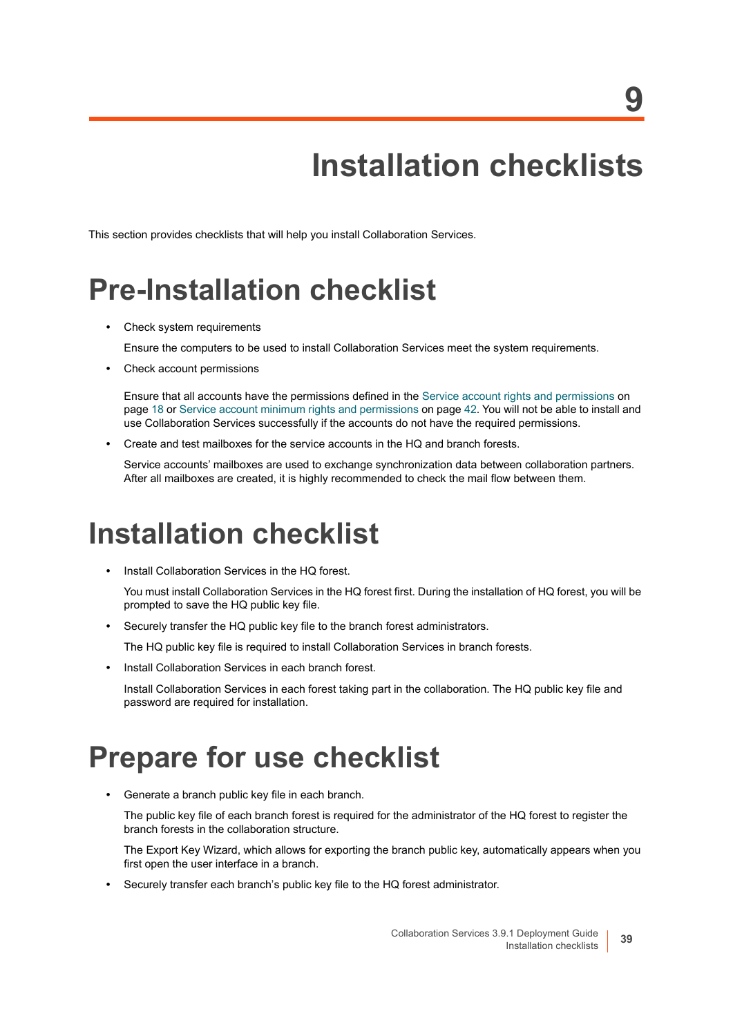# 9 Installation checklists

This section provides checklists that will help you install Collaboration Services.

## Pre-Installation checklist

- Check system requirements

  Ensure the computers to be used to install Collaboration Services meet the system requirements.

- Check account permissions

  Ensure that all accounts have the permissions defined in the Service account rights and permissions on page 18 or Service account minimum rights and permissions on page 42. You will not be able to install and use Collaboration Services successfully if the accounts do not have the required permissions.

- Create and test mailboxes for the service accounts in the HQ and branch forests.

  Service accounts' mailboxes are used to exchange synchronization data between collaboration partners. After all mailboxes are created, it is highly recommended to check the mail flow between them.

## Installation checklist

- Install Collaboration Services in the HQ forest.

  You must install Collaboration Services in the HQ forest first. During the installation of HQ forest, you will be prompted to save the HQ public key file.

- Securely transfer the HQ public key file to the branch forest administrators.

  The HQ public key file is required to install Collaboration Services in branch forests.

- Install Collaboration Services in each branch forest.

  Install Collaboration Services in each forest taking part in the collaboration. The HQ public key file and password are required for installation.

## Prepare for use checklist

- Generate a branch public key file in each branch.

  The public key file of each branch forest is required for the administrator of the HQ forest to register the branch forests in the collaboration structure.

  The Export Key Wizard, which allows for exporting the branch public key, automatically appears when you first open the user interface in a branch.

- Securely transfer each branch's public key file to the HQ forest administrator.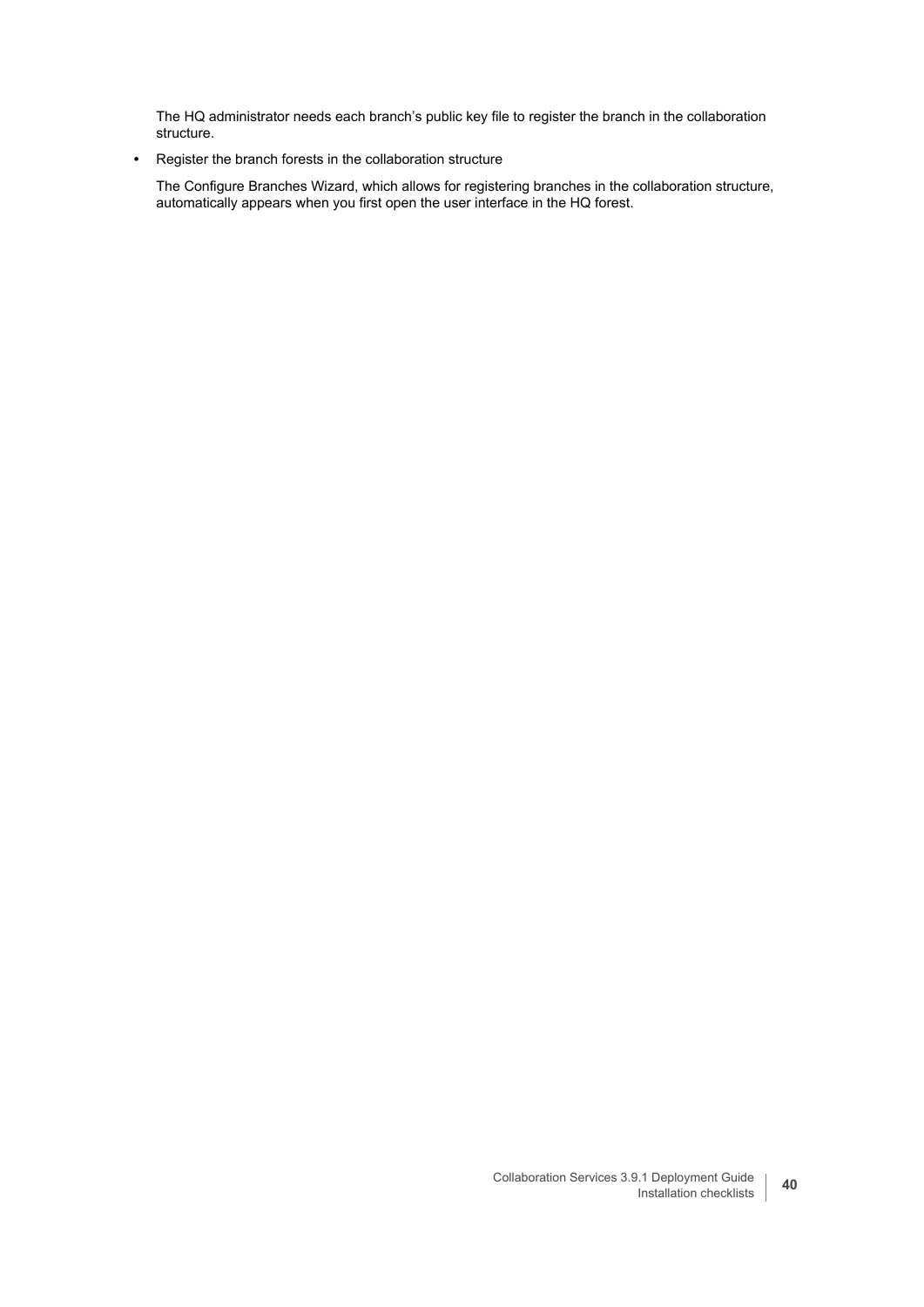The HQ administrator needs each branch's public key file to register the branch in the collaboration structure.

- Register the branch forests in the collaboration structure

  The Configure Branches Wizard, which allows for registering branches in the collaboration structure, automatically appears when you first open the user interface in the HQ forest.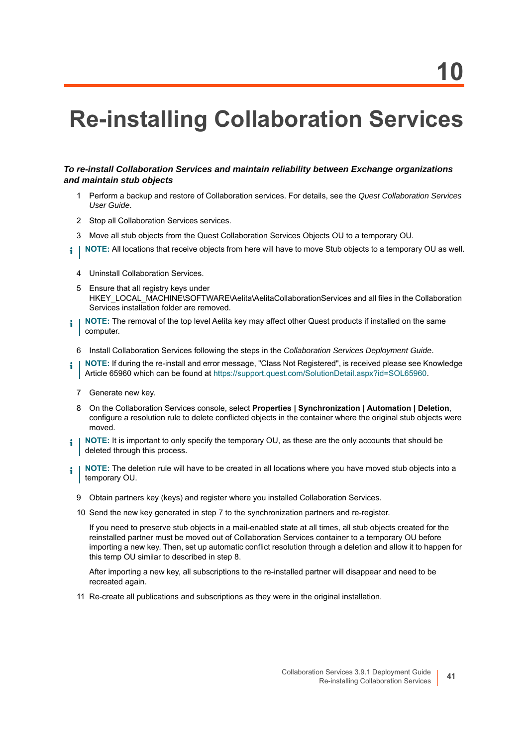# 10

# Re-installing Collaboration Services

***To re-install Collaboration Services and maintain reliability between Exchange organizations and maintain stub objects***

1. Perform a backup and restore of Collaboration services. For details, see the *Quest Collaboration Services User Guide*.
2. Stop all Collaboration Services services.
3. Move all stub objects from the Quest Collaboration Services Objects OU to a temporary OU.

> **NOTE:** All locations that receive objects from here will have to move Stub objects to a temporary OU as well.

4. Uninstall Collaboration Services.
5. Ensure that all registry keys under HKEY_LOCAL_MACHINE\SOFTWARE\Aelita\AelitaCollaborationServices and all files in the Collaboration Services installation folder are removed.

> **NOTE:** The removal of the top level Aelita key may affect other Quest products if installed on the same computer.

6. Install Collaboration Services following the steps in the *Collaboration Services Deployment Guide*.

> **NOTE:** If during the re-install and error message, "Class Not Registered", is received please see Knowledge Article 65960 which can be found at https://support.quest.com/SolutionDetail.aspx?id=SOL65960.

7. Generate new key.
8. On the Collaboration Services console, select **Properties | Synchronization | Automation | Deletion**, configure a resolution rule to delete conflicted objects in the container where the original stub objects were moved.

> **NOTE:** It is important to only specify the temporary OU, as these are the only accounts that should be deleted through this process.

> **NOTE:** The deletion rule will have to be created in all locations where you have moved stub objects into a temporary OU.

9. Obtain partners key (keys) and register where you installed Collaboration Services.
10. Send the new key generated in step 7 to the synchronization partners and re-register.

    If you need to preserve stub objects in a mail-enabled state at all times, all stub objects created for the reinstalled partner must be moved out of Collaboration Services container to a temporary OU before importing a new key. Then, set up automatic conflict resolution through a deletion and allow it to happen for this temp OU similar to described in step 8.

    After importing a new key, all subscriptions to the re-installed partner will disappear and need to be recreated again.

11. Re-create all publications and subscriptions as they were in the original installation.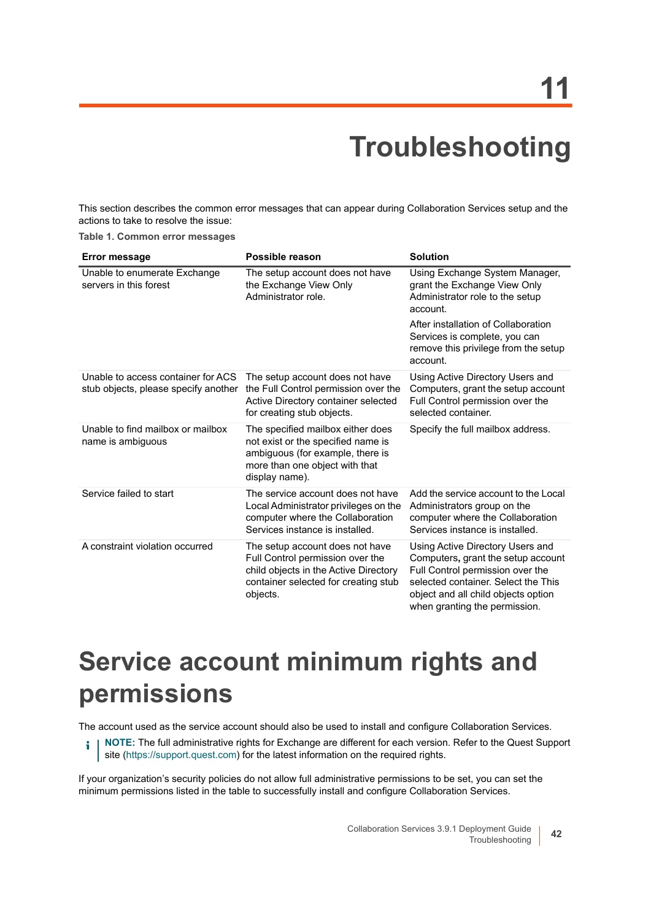# 11 Troubleshooting

This section describes the common error messages that can appear during Collaboration Services setup and the actions to take to resolve the issue:

**Table 1. Common error messages**

| Error message | Possible reason | Solution |
|---|---|---|
| Unable to enumerate Exchange servers in this forest | The setup account does not have the Exchange View Only Administrator role. | Using Exchange System Manager, grant the Exchange View Only Administrator role to the setup account.<br><br>After installation of Collaboration Services is complete, you can remove this privilege from the setup account. |
| Unable to access container for ACS stub objects, please specify another | The setup account does not have the Full Control permission over the Active Directory container selected for creating stub objects. | Using Active Directory Users and Computers, grant the setup account Full Control permission over the selected container. |
| Unable to find mailbox or mailbox name is ambiguous | The specified mailbox either does not exist or the specified name is ambiguous (for example, there is more than one object with that display name). | Specify the full mailbox address. |
| Service failed to start | The service account does not have Local Administrator privileges on the computer where the Collaboration Services instance is installed. | Add the service account to the Local Administrators group on the computer where the Collaboration Services instance is installed. |
| A constraint violation occurred | The setup account does not have Full Control permission over the child objects in the Active Directory container selected for creating stub objects. | Using Active Directory Users and Computers, grant the setup account Full Control permission over the selected container. Select the This object and all child objects option when granting the permission. |

# Service account minimum rights and permissions

The account used as the service account should also be used to install and configure Collaboration Services.

**NOTE:** The full administrative rights for Exchange are different for each version. Refer to the Quest Support site (https://support.quest.com) for the latest information on the required rights.

If your organization's security policies do not allow full administrative permissions to be set, you can set the minimum permissions listed in the table to successfully install and configure Collaboration Services.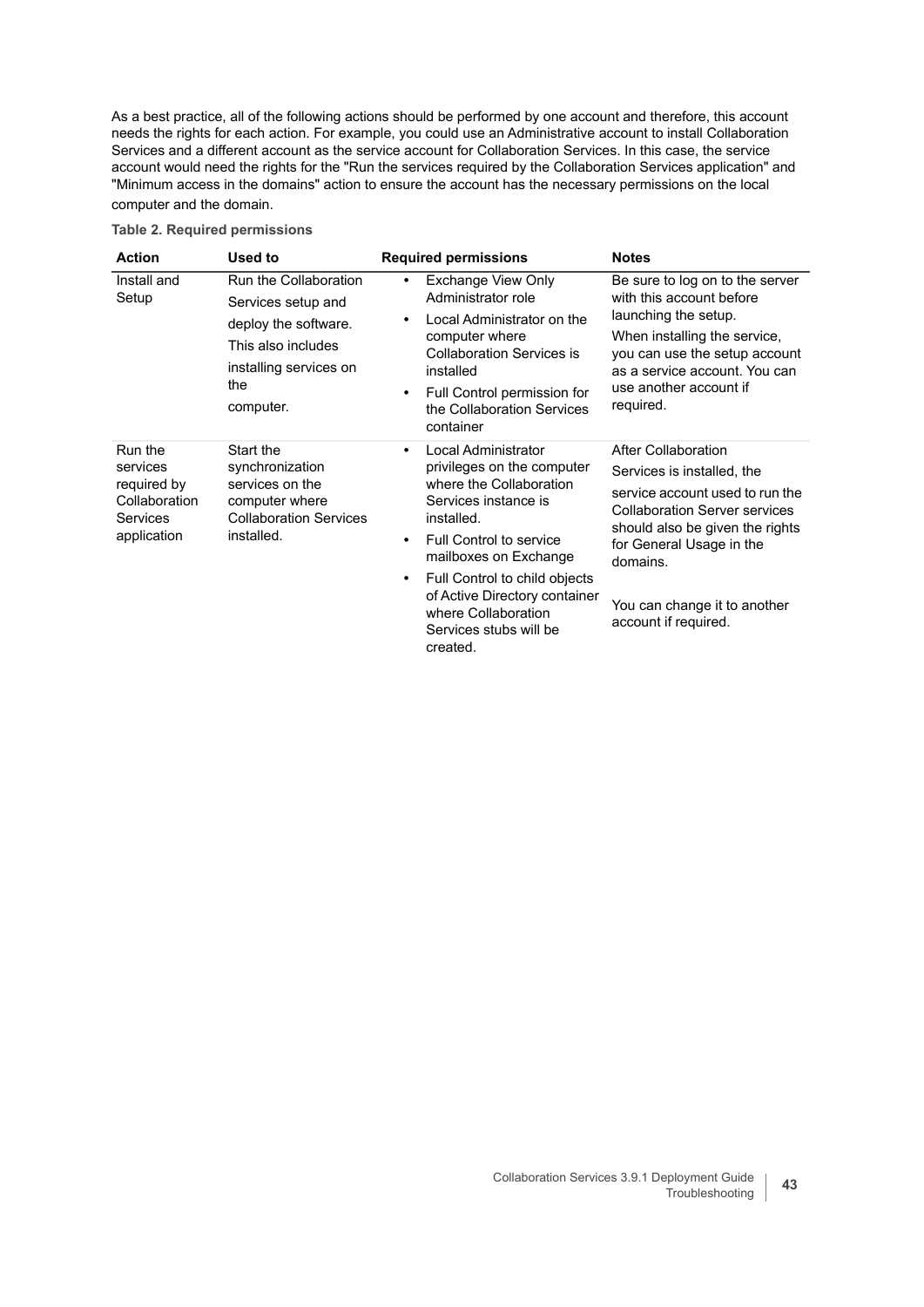As a best practice, all of the following actions should be performed by one account and therefore, this account needs the rights for each action. For example, you could use an Administrative account to install Collaboration Services and a different account as the service account for Collaboration Services. In this case, the service account would need the rights for the "Run the services required by the Collaboration Services application" and "Minimum access in the domains" action to ensure the account has the necessary permissions on the local computer and the domain.

**Table 2. Required permissions**

| Action | Used to | Required permissions | Notes |
|---|---|---|---|
| Install and Setup | Run the Collaboration Services setup and deploy the software. This also includes installing services on the computer. | • Exchange View Only Administrator role<br>• Local Administrator on the computer where Collaboration Services is installed<br>• Full Control permission for the Collaboration Services container | Be sure to log on to the server with this account before launching the setup.<br>When installing the service, you can use the setup account as a service account. You can use another account if required. |
| Run the services required by Collaboration Services application | Start the synchronization services on the computer where Collaboration Services installed. | • Local Administrator privileges on the computer where the Collaboration Services instance is installed.<br>• Full Control to service mailboxes on Exchange<br>• Full Control to child objects of Active Directory container where Collaboration Services stubs will be created. | After Collaboration Services is installed, the service account used to run the Collaboration Server services should also be given the rights for General Usage in the domains.<br><br>You can change it to another account if required. |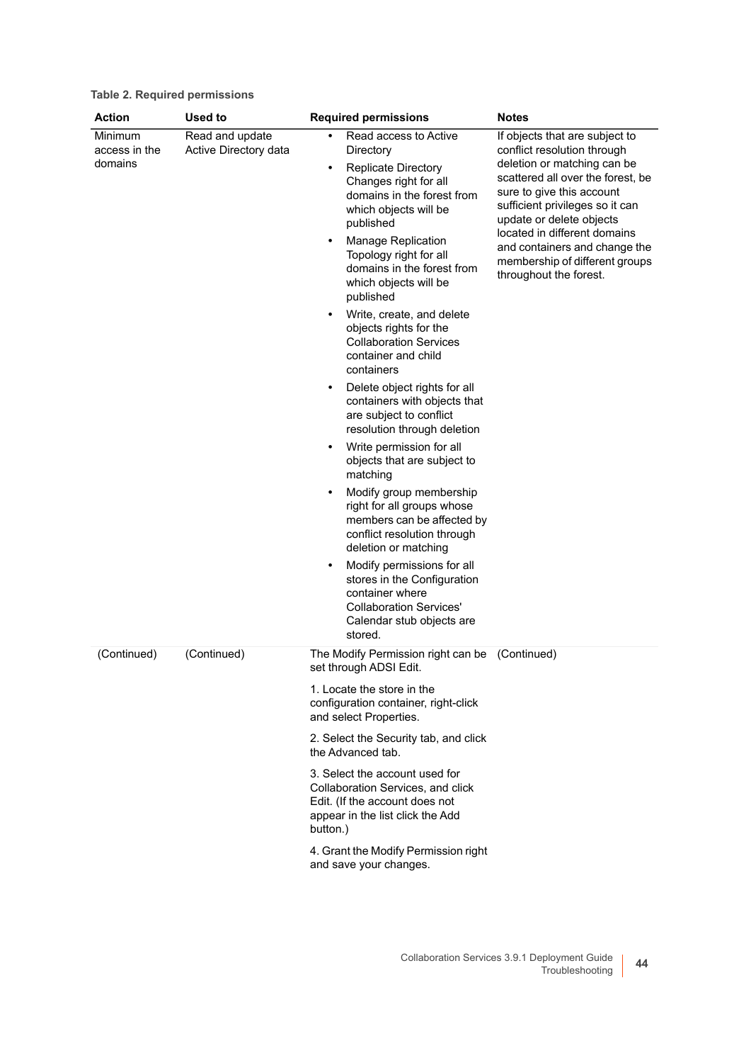**Table 2. Required permissions**

| Action | Used to | Required permissions | Notes |
|---|---|---|---|
| Minimum access in the domains | Read and update Active Directory data | • Read access to Active Directory<br>• Replicate Directory Changes right for all domains in the forest from which objects will be published<br>• Manage Replication Topology right for all domains in the forest from which objects will be published<br>• Write, create, and delete objects rights for the Collaboration Services container and child containers<br>• Delete object rights for all containers with objects that are subject to conflict resolution through deletion<br>• Write permission for all objects that are subject to matching<br>• Modify group membership right for all groups whose members can be affected by conflict resolution through deletion or matching<br>• Modify permissions for all stores in the Configuration container where Collaboration Services' Calendar stub objects are stored. | If objects that are subject to conflict resolution through deletion or matching can be scattered all over the forest, be sure to give this account sufficient privileges so it can update or delete objects located in different domains and containers and change the membership of different groups throughout the forest. |
| (Continued) | (Continued) | The Modify Permission right can be set through ADSI Edit.<br><br>1. Locate the store in the configuration container, right-click and select Properties.<br><br>2. Select the Security tab, and click the Advanced tab.<br><br>3. Select the account used for Collaboration Services, and click Edit. (If the account does not appear in the list click the Add button.)<br><br>4. Grant the Modify Permission right and save your changes. | (Continued) |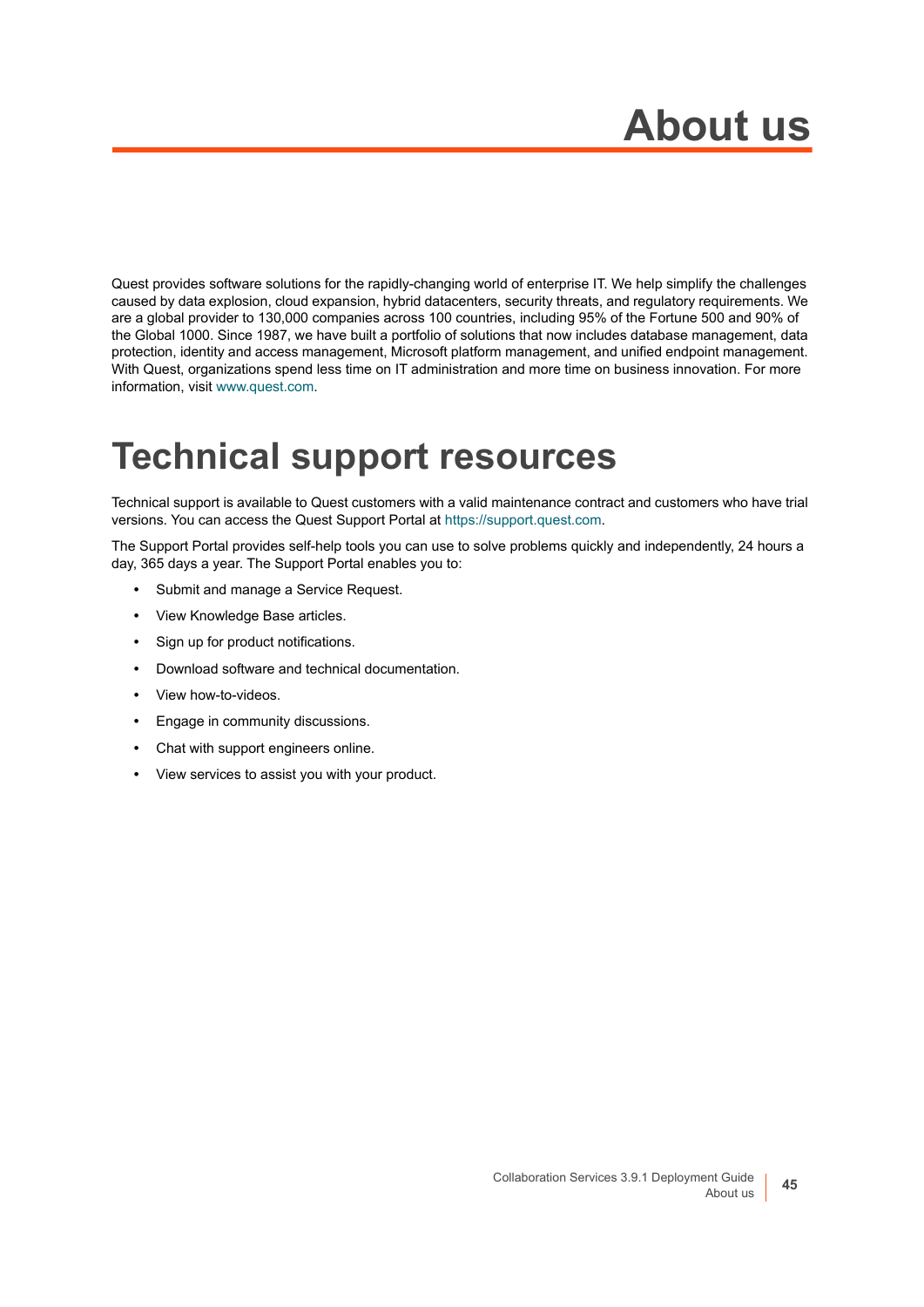# About us

Quest provides software solutions for the rapidly-changing world of enterprise IT. We help simplify the challenges caused by data explosion, cloud expansion, hybrid datacenters, security threats, and regulatory requirements. We are a global provider to 130,000 companies across 100 countries, including 95% of the Fortune 500 and 90% of the Global 1000. Since 1987, we have built a portfolio of solutions that now includes database management, data protection, identity and access management, Microsoft platform management, and unified endpoint management. With Quest, organizations spend less time on IT administration and more time on business innovation. For more information, visit www.quest.com.

# Technical support resources

Technical support is available to Quest customers with a valid maintenance contract and customers who have trial versions. You can access the Quest Support Portal at https://support.quest.com.

The Support Portal provides self-help tools you can use to solve problems quickly and independently, 24 hours a day, 365 days a year. The Support Portal enables you to:

- Submit and manage a Service Request.
- View Knowledge Base articles.
- Sign up for product notifications.
- Download software and technical documentation.
- View how-to-videos.
- Engage in community discussions.
- Chat with support engineers online.
- View services to assist you with your product.